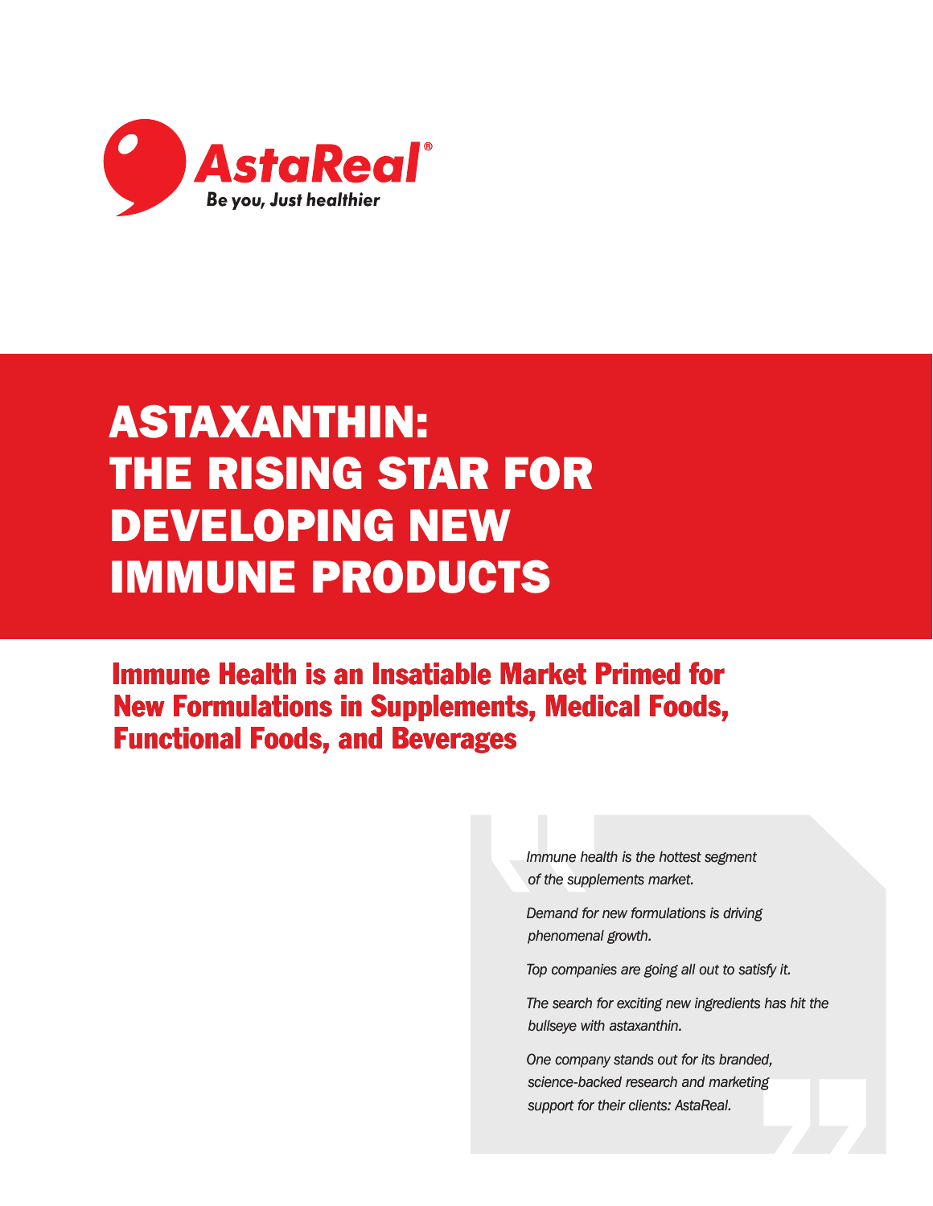AstaReal®

Be you, Just healthier

# ASTAXANTHIN: THE RISING STAR FOR DEVELOPING NEW IMMUNE PRODUCTS

## Immune Health is an Insatiable Market Primed for New Formulations in Supplements, Medical Foods, Functional Foods, and Beverages

> *Immune health is the hottest segment of the supplements market.*
>
> *Demand for new formulations is driving phenomenal growth.*
>
> *Top companies are going all out to satisfy it.*
>
> *The search for exciting new ingredients has hit the bullseye with astaxanthin.*
>
> *One company stands out for its branded, science-backed research and marketing support for their clients: AstaReal.*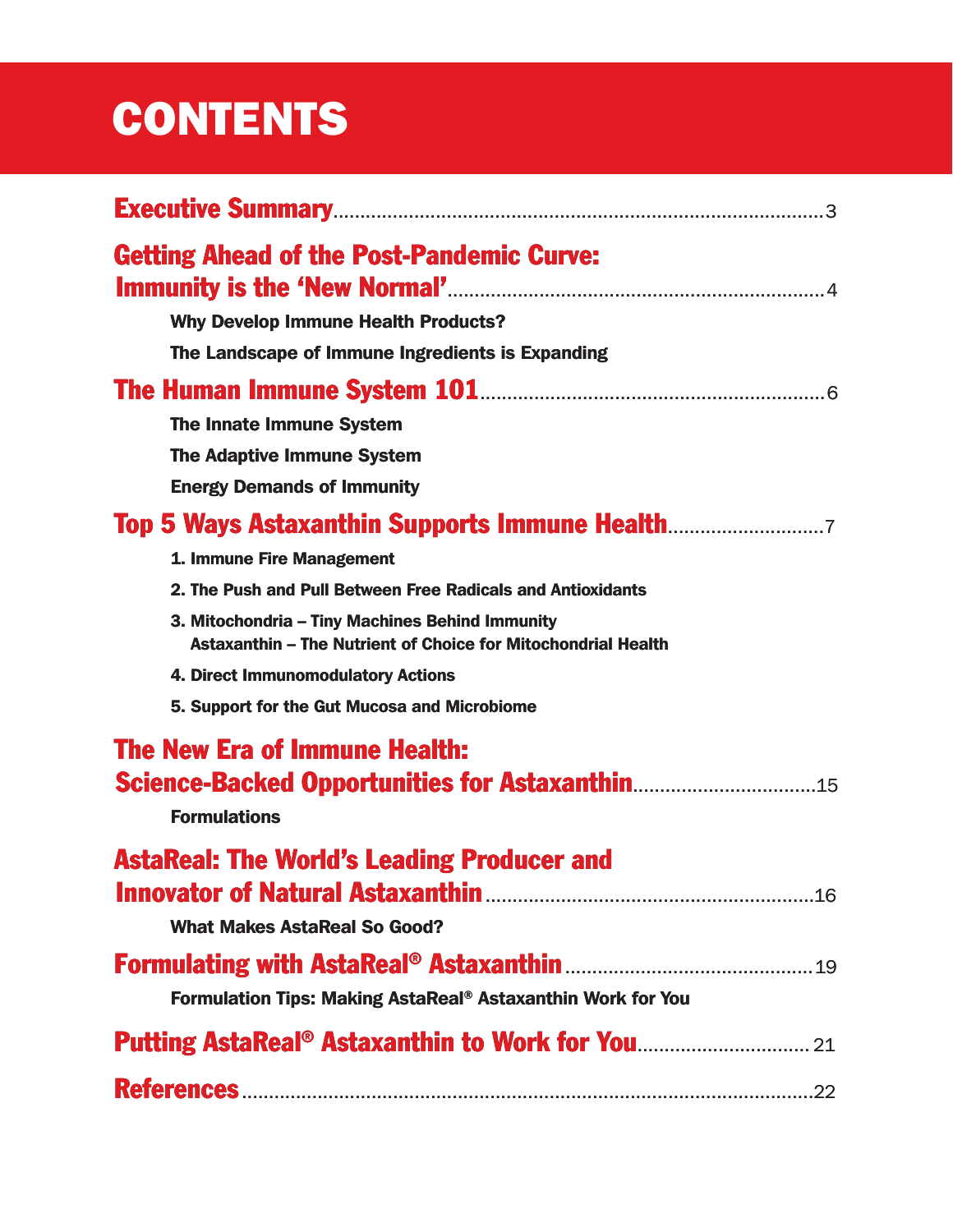# CONTENTS

**Executive Summary** ..... 3

**Getting Ahead of the Post-Pandemic Curve: Immunity is the 'New Normal'** ..... 4

- **Why Develop Immune Health Products?**
- **The Landscape of Immune Ingredients is Expanding**

**The Human Immune System 101** ..... 6

- **The Innate Immune System**
- **The Adaptive Immune System**
- **Energy Demands of Immunity**

**Top 5 Ways Astaxanthin Supports Immune Health** ..... 7

1. **Immune Fire Management**
2. **The Push and Pull Between Free Radicals and Antioxidants**
3. **Mitochondria – Tiny Machines Behind Immunity**
   **Astaxanthin – The Nutrient of Choice for Mitochondrial Health**
4. **Direct Immunomodulatory Actions**
5. **Support for the Gut Mucosa and Microbiome**

**The New Era of Immune Health: Science-Backed Opportunities for Astaxanthin** ..... 15

- **Formulations**

**AstaReal: The World's Leading Producer and Innovator of Natural Astaxanthin** ..... 16

- **What Makes AstaReal So Good?**

**Formulating with AstaReal® Astaxanthin** ..... 19

- **Formulation Tips: Making AstaReal® Astaxanthin Work for You**

**Putting AstaReal® Astaxanthin to Work for You** ..... 21

**References** ..... 22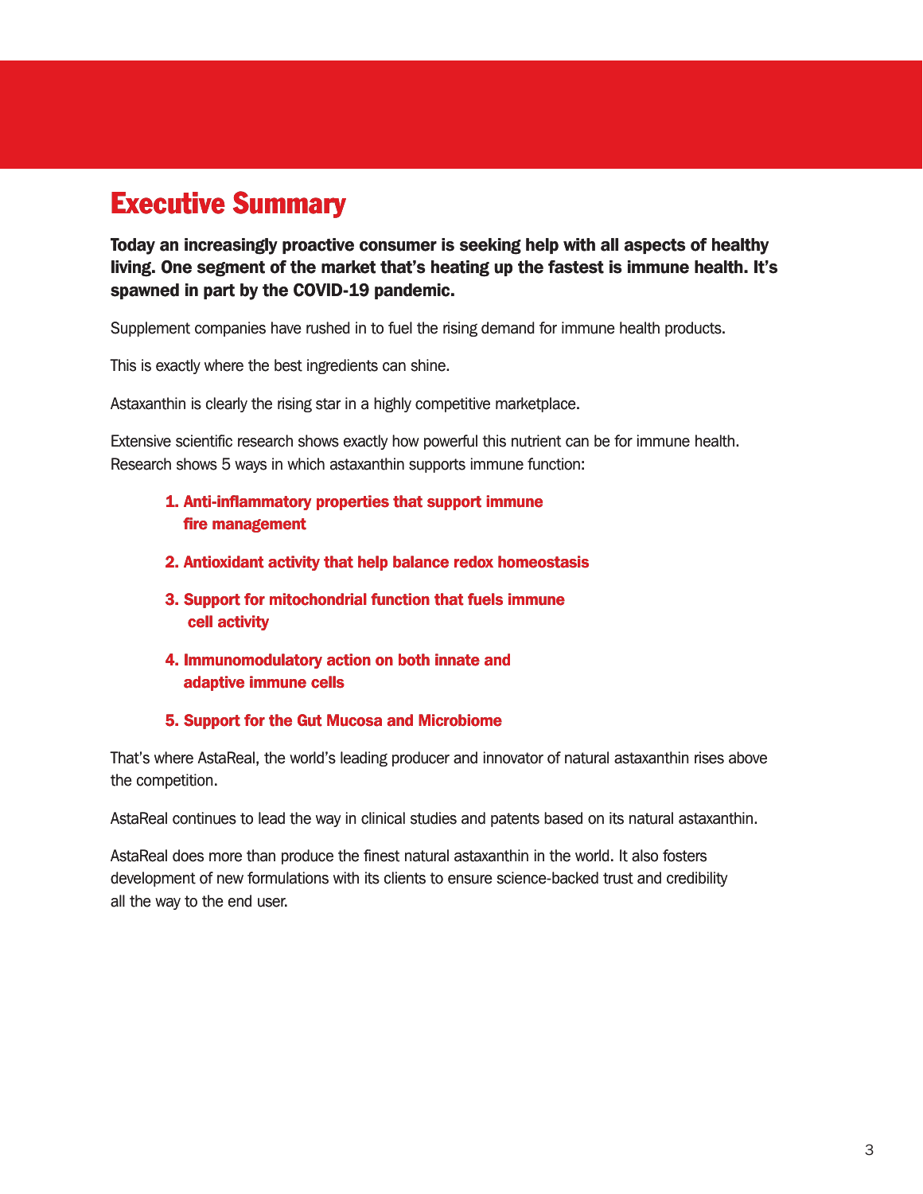# Executive Summary

**Today an increasingly proactive consumer is seeking help with all aspects of healthy living. One segment of the market that's heating up the fastest is immune health. It's spawned in part by the COVID-19 pandemic.**

Supplement companies have rushed in to fuel the rising demand for immune health products.

This is exactly where the best ingredients can shine.

Astaxanthin is clearly the rising star in a highly competitive marketplace.

Extensive scientific research shows exactly how powerful this nutrient can be for immune health. Research shows 5 ways in which astaxanthin supports immune function:

1. **Anti-inflammatory properties that support immune fire management**
2. **Antioxidant activity that help balance redox homeostasis**
3. **Support for mitochondrial function that fuels immune cell activity**
4. **Immunomodulatory action on both innate and adaptive immune cells**
5. **Support for the Gut Mucosa and Microbiome**

That's where AstaReal, the world's leading producer and innovator of natural astaxanthin rises above the competition.

AstaReal continues to lead the way in clinical studies and patents based on its natural astaxanthin.

AstaReal does more than produce the finest natural astaxanthin in the world. It also fosters development of new formulations with its clients to ensure science-backed trust and credibility all the way to the end user.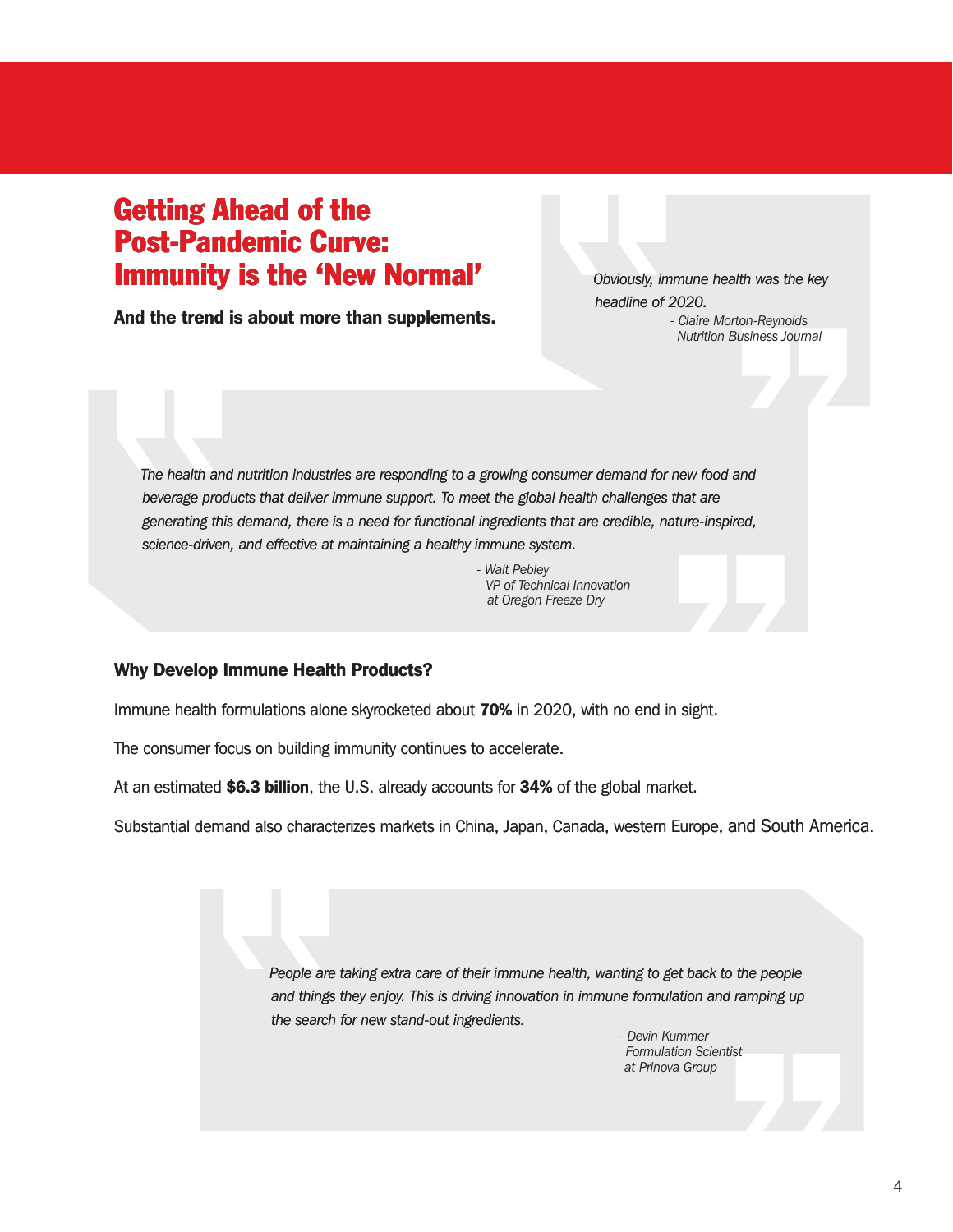# Getting Ahead of the Post-Pandemic Curve: Immunity is the 'New Normal'

**And the trend is about more than supplements.**

> *Obviously, immune health was the key headline of 2020.*
>
> *- Claire Morton-Reynolds*
> *Nutrition Business Journal*

> *The health and nutrition industries are responding to a growing consumer demand for new food and beverage products that deliver immune support. To meet the global health challenges that are generating this demand, there is a need for functional ingredients that are credible, nature-inspired, science-driven, and effective at maintaining a healthy immune system.*
>
> *- Walt Pebley*
> *VP of Technical Innovation*
> *at Oregon Freeze Dry*

### Why Develop Immune Health Products?

Immune health formulations alone skyrocketed about **70%** in 2020, with no end in sight.

The consumer focus on building immunity continues to accelerate.

At an estimated **$6.3 billion**, the U.S. already accounts for **34%** of the global market.

Substantial demand also characterizes markets in China, Japan, Canada, western Europe, and South America.

> *People are taking extra care of their immune health, wanting to get back to the people and things they enjoy. This is driving innovation in immune formulation and ramping up the search for new stand-out ingredients.*
>
> *- Devin Kummer*
> *Formulation Scientist*
> *at Prinova Group*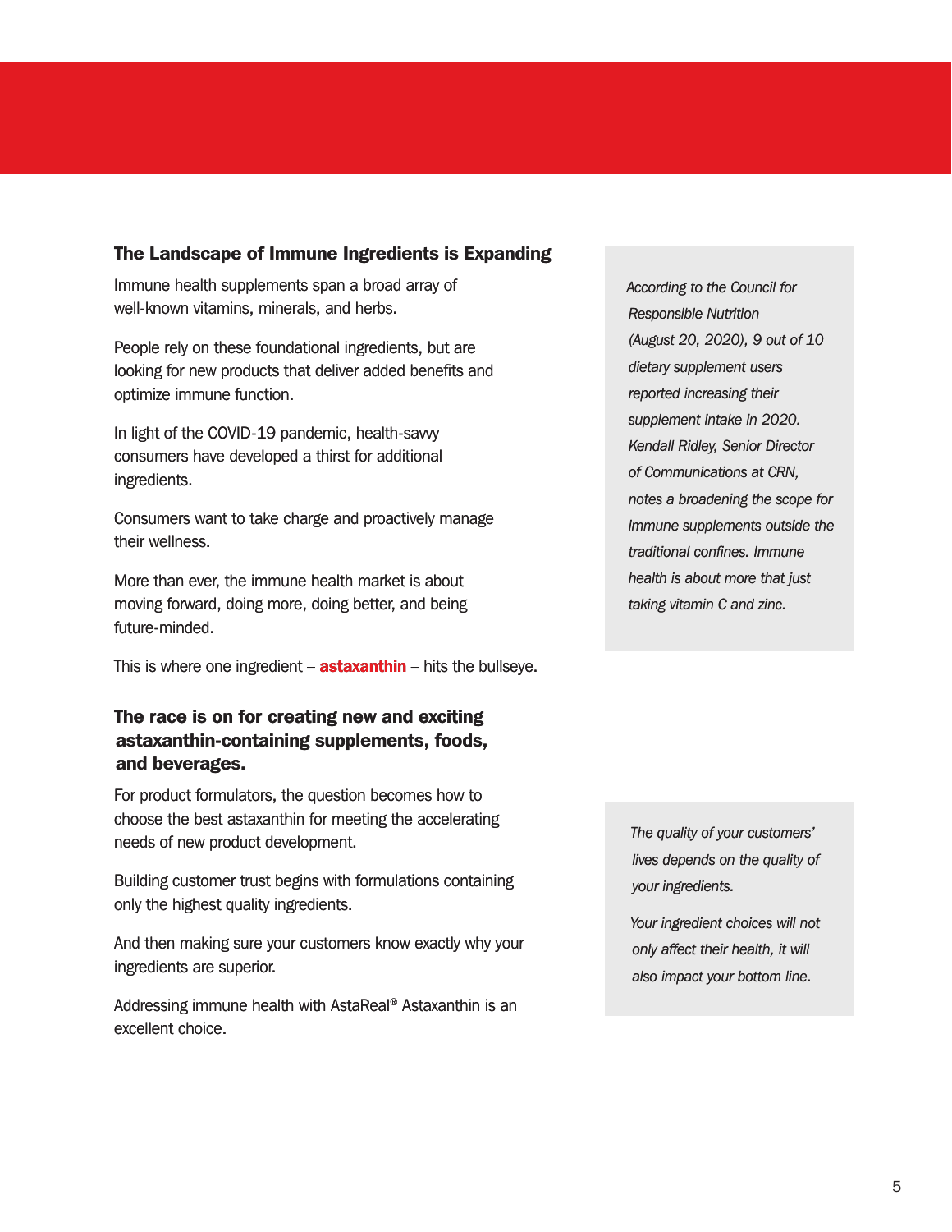## The Landscape of Immune Ingredients is Expanding

Immune health supplements span a broad array of well-known vitamins, minerals, and herbs.

People rely on these foundational ingredients, but are looking for new products that deliver added benefits and optimize immune function.

In light of the COVID-19 pandemic, health-savvy consumers have developed a thirst for additional ingredients.

Consumers want to take charge and proactively manage their wellness.

More than ever, the immune health market is about moving forward, doing more, doing better, and being future-minded.

This is where one ingredient – **astaxanthin** – hits the bullseye.

*According to the Council for Responsible Nutrition (August 20, 2020), 9 out of 10 dietary supplement users reported increasing their supplement intake in 2020. Kendall Ridley, Senior Director of Communications at CRN, notes a broadening the scope for immune supplements outside the traditional confines. Immune health is about more that just taking vitamin C and zinc.*

## The race is on for creating new and exciting astaxanthin-containing supplements, foods, and beverages.

For product formulators, the question becomes how to choose the best astaxanthin for meeting the accelerating needs of new product development.

Building customer trust begins with formulations containing only the highest quality ingredients.

And then making sure your customers know exactly why your ingredients are superior.

Addressing immune health with AstaReal® Astaxanthin is an excellent choice.

*The quality of your customers' lives depends on the quality of your ingredients.*

*Your ingredient choices will not only affect their health, it will also impact your bottom line.*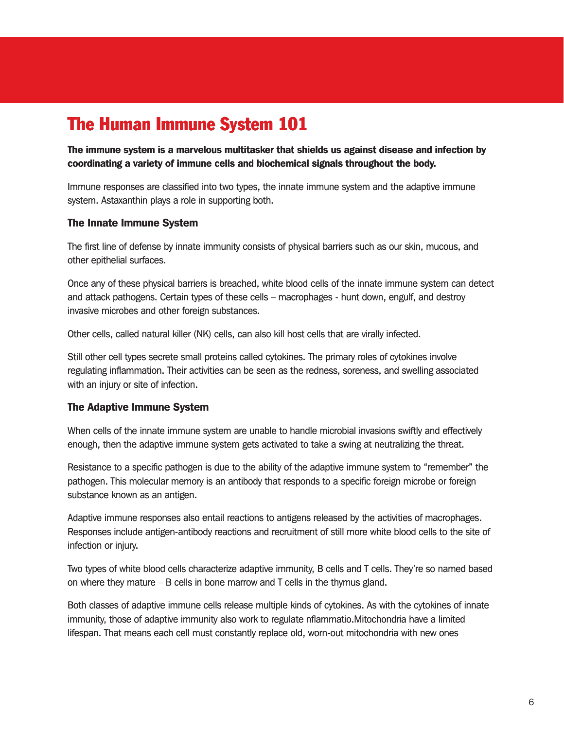# The Human Immune System 101

**The immune system is a marvelous multitasker that shields us against disease and infection by coordinating a variety of immune cells and biochemical signals throughout the body.**

Immune responses are classified into two types, the innate immune system and the adaptive immune system. Astaxanthin plays a role in supporting both.

### The Innate Immune System

The first line of defense by innate immunity consists of physical barriers such as our skin, mucous, and other epithelial surfaces.

Once any of these physical barriers is breached, white blood cells of the innate immune system can detect and attack pathogens. Certain types of these cells – macrophages - hunt down, engulf, and destroy invasive microbes and other foreign substances.

Other cells, called natural killer (NK) cells, can also kill host cells that are virally infected.

Still other cell types secrete small proteins called cytokines. The primary roles of cytokines involve regulating inflammation. Their activities can be seen as the redness, soreness, and swelling associated with an injury or site of infection.

### The Adaptive Immune System

When cells of the innate immune system are unable to handle microbial invasions swiftly and effectively enough, then the adaptive immune system gets activated to take a swing at neutralizing the threat.

Resistance to a specific pathogen is due to the ability of the adaptive immune system to "remember" the pathogen. This molecular memory is an antibody that responds to a specific foreign microbe or foreign substance known as an antigen.

Adaptive immune responses also entail reactions to antigens released by the activities of macrophages. Responses include antigen-antibody reactions and recruitment of still more white blood cells to the site of infection or injury.

Two types of white blood cells characterize adaptive immunity, B cells and T cells. They're so named based on where they mature – B cells in bone marrow and T cells in the thymus gland.

Both classes of adaptive immune cells release multiple kinds of cytokines. As with the cytokines of innate immunity, those of adaptive immunity also work to regulate nflammatio.Mitochondria have a limited lifespan. That means each cell must constantly replace old, worn-out mitochondria with new ones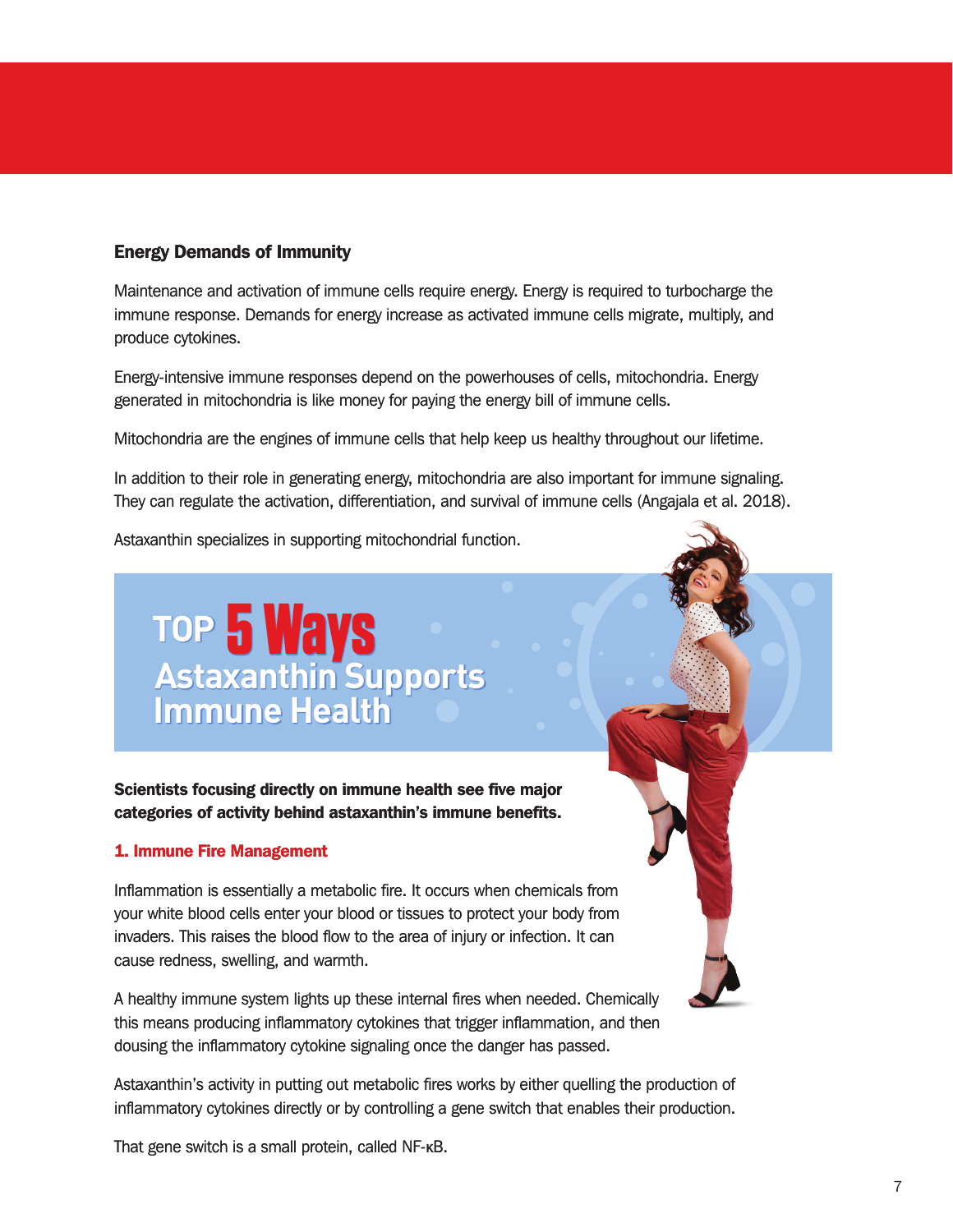## Energy Demands of Immunity

Maintenance and activation of immune cells require energy. Energy is required to turbocharge the immune response. Demands for energy increase as activated immune cells migrate, multiply, and produce cytokines.

Energy-intensive immune responses depend on the powerhouses of cells, mitochondria. Energy generated in mitochondria is like money for paying the energy bill of immune cells.

Mitochondria are the engines of immune cells that help keep us healthy throughout our lifetime.

In addition to their role in generating energy, mitochondria are also important for immune signaling. They can regulate the activation, differentiation, and survival of immune cells (Angajala et al. 2018).

Astaxanthin specializes in supporting mitochondrial function.

# TOP 5 Ways Astaxanthin Supports Immune Health

**Scientists focusing directly on immune health see five major categories of activity behind astaxanthin's immune benefits.**

### 1. Immune Fire Management

Inflammation is essentially a metabolic fire. It occurs when chemicals from your white blood cells enter your blood or tissues to protect your body from invaders. This raises the blood flow to the area of injury or infection. It can cause redness, swelling, and warmth.

A healthy immune system lights up these internal fires when needed. Chemically this means producing inflammatory cytokines that trigger inflammation, and then dousing the inflammatory cytokine signaling once the danger has passed.

Astaxanthin's activity in putting out metabolic fires works by either quelling the production of inflammatory cytokines directly or by controlling a gene switch that enables their production.

That gene switch is a small protein, called NF-κB.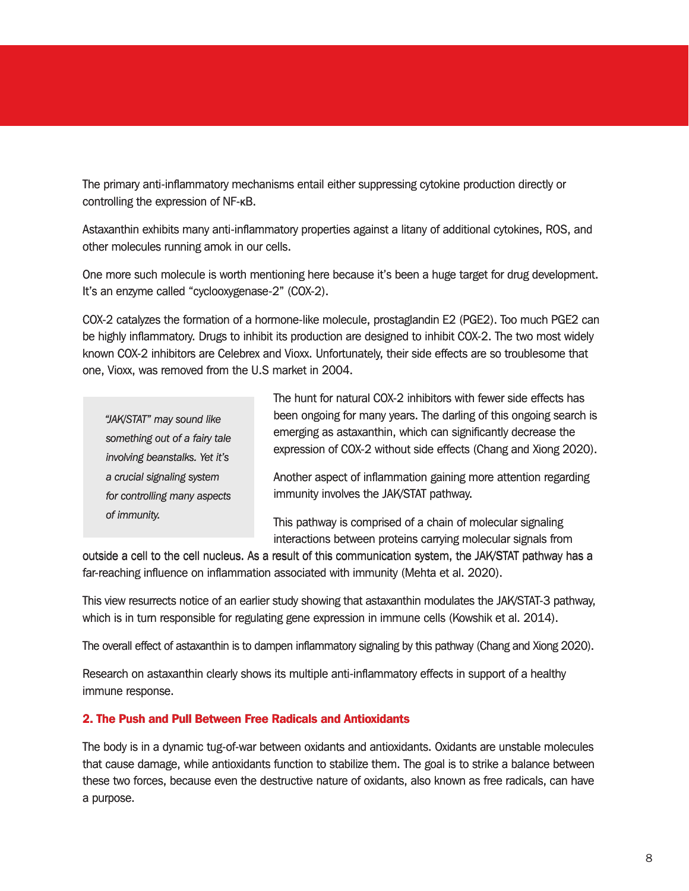The primary anti-inflammatory mechanisms entail either suppressing cytokine production directly or controlling the expression of NF-κB.

Astaxanthin exhibits many anti-inflammatory properties against a litany of additional cytokines, ROS, and other molecules running amok in our cells.

One more such molecule is worth mentioning here because it's been a huge target for drug development. It's an enzyme called "cyclooxygenase-2" (COX-2).

COX-2 catalyzes the formation of a hormone-like molecule, prostaglandin E2 (PGE2). Too much PGE2 can be highly inflammatory. Drugs to inhibit its production are designed to inhibit COX-2. The two most widely known COX-2 inhibitors are Celebrex and Vioxx. Unfortunately, their side effects are so troublesome that one, Vioxx, was removed from the U.S market in 2004.

> *"JAK/STAT" may sound like something out of a fairy tale involving beanstalks. Yet it's a crucial signaling system for controlling many aspects of immunity.*

The hunt for natural COX-2 inhibitors with fewer side effects has been ongoing for many years. The darling of this ongoing search is emerging as astaxanthin, which can significantly decrease the expression of COX-2 without side effects (Chang and Xiong 2020).

Another aspect of inflammation gaining more attention regarding immunity involves the JAK/STAT pathway.

This pathway is comprised of a chain of molecular signaling interactions between proteins carrying molecular signals from outside a cell to the cell nucleus. As a result of this communication system, the JAK/STAT pathway has a far-reaching influence on inflammation associated with immunity (Mehta et al. 2020).

This view resurrects notice of an earlier study showing that astaxanthin modulates the JAK/STAT-3 pathway, which is in turn responsible for regulating gene expression in immune cells (Kowshik et al. 2014).

The overall effect of astaxanthin is to dampen inflammatory signaling by this pathway (Chang and Xiong 2020).

Research on astaxanthin clearly shows its multiple anti-inflammatory effects in support of a healthy immune response.

### 2. The Push and Pull Between Free Radicals and Antioxidants

The body is in a dynamic tug-of-war between oxidants and antioxidants. Oxidants are unstable molecules that cause damage, while antioxidants function to stabilize them. The goal is to strike a balance between these two forces, because even the destructive nature of oxidants, also known as free radicals, can have a purpose.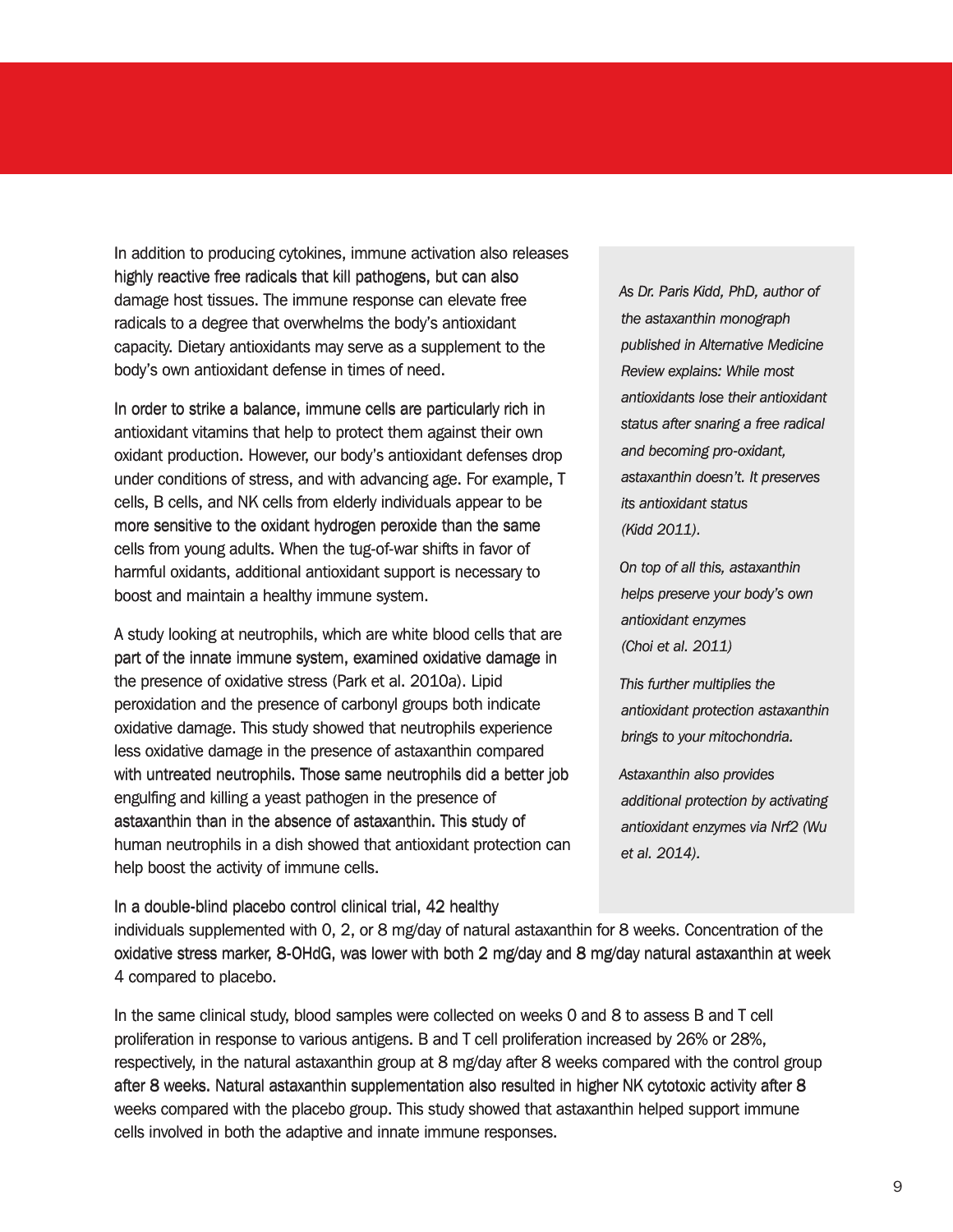In addition to producing cytokines, immune activation also releases highly reactive free radicals that kill pathogens, but can also damage host tissues. The immune response can elevate free radicals to a degree that overwhelms the body's antioxidant capacity. Dietary antioxidants may serve as a supplement to the body's own antioxidant defense in times of need.

In order to strike a balance, immune cells are particularly rich in antioxidant vitamins that help to protect them against their own oxidant production. However, our body's antioxidant defenses drop under conditions of stress, and with advancing age. For example, T cells, B cells, and NK cells from elderly individuals appear to be more sensitive to the oxidant hydrogen peroxide than the same cells from young adults. When the tug-of-war shifts in favor of harmful oxidants, additional antioxidant support is necessary to boost and maintain a healthy immune system.

A study looking at neutrophils, which are white blood cells that are part of the innate immune system, examined oxidative damage in the presence of oxidative stress (Park et al. 2010a). Lipid peroxidation and the presence of carbonyl groups both indicate oxidative damage. This study showed that neutrophils experience less oxidative damage in the presence of astaxanthin compared with untreated neutrophils. Those same neutrophils did a better job engulfing and killing a yeast pathogen in the presence of astaxanthin than in the absence of astaxanthin. This study of human neutrophils in a dish showed that antioxidant protection can help boost the activity of immune cells.

*As Dr. Paris Kidd, PhD, author of the astaxanthin monograph published in Alternative Medicine Review explains: While most antioxidants lose their antioxidant status after snaring a free radical and becoming pro-oxidant, astaxanthin doesn't. It preserves its antioxidant status (Kidd 2011).*

*On top of all this, astaxanthin helps preserve your body's own antioxidant enzymes (Choi et al. 2011)*

*This further multiplies the antioxidant protection astaxanthin brings to your mitochondria.*

*Astaxanthin also provides additional protection by activating antioxidant enzymes via Nrf2 (Wu et al. 2014).*

In a double-blind placebo control clinical trial, 42 healthy individuals supplemented with 0, 2, or 8 mg/day of natural astaxanthin for 8 weeks. Concentration of the oxidative stress marker, 8-OHdG, was lower with both 2 mg/day and 8 mg/day natural astaxanthin at week 4 compared to placebo.

In the same clinical study, blood samples were collected on weeks 0 and 8 to assess B and T cell proliferation in response to various antigens. B and T cell proliferation increased by 26% or 28%, respectively, in the natural astaxanthin group at 8 mg/day after 8 weeks compared with the control group after 8 weeks. Natural astaxanthin supplementation also resulted in higher NK cytotoxic activity after 8 weeks compared with the placebo group. This study showed that astaxanthin helped support immune cells involved in both the adaptive and innate immune responses.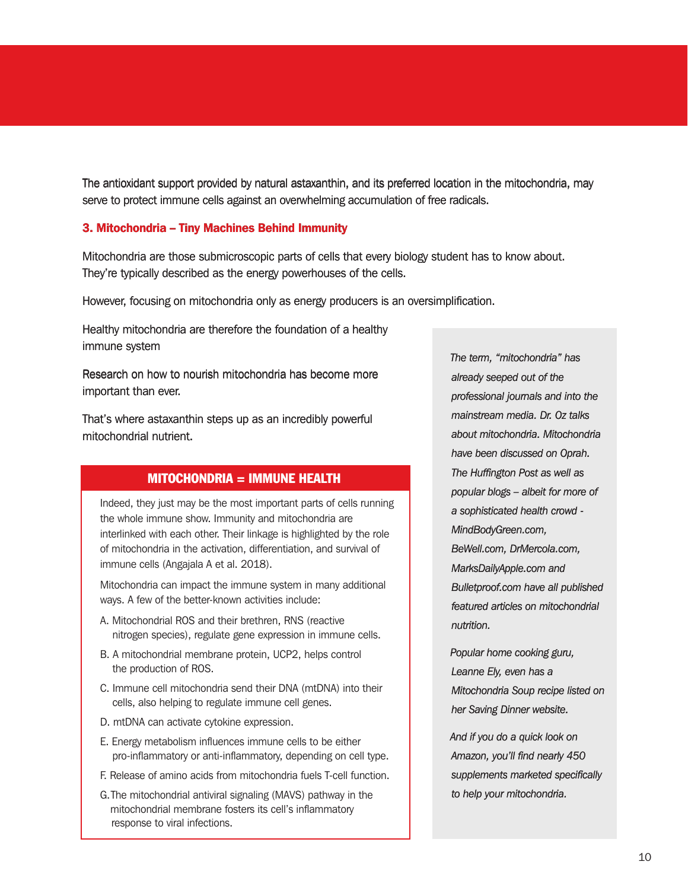The antioxidant support provided by natural astaxanthin, and its preferred location in the mitochondria, may serve to protect immune cells against an overwhelming accumulation of free radicals.

### 3. Mitochondria – Tiny Machines Behind Immunity

Mitochondria are those submicroscopic parts of cells that every biology student has to know about. They're typically described as the energy powerhouses of the cells.

However, focusing on mitochondria only as energy producers is an oversimplification.

Healthy mitochondria are therefore the foundation of a healthy immune system

Research on how to nourish mitochondria has become more important than ever.

That's where astaxanthin steps up as an incredibly powerful mitochondrial nutrient.

#### MITOCHONDRIA = IMMUNE HEALTH

Indeed, they just may be the most important parts of cells running the whole immune show. Immunity and mitochondria are interlinked with each other. Their linkage is highlighted by the role of mitochondria in the activation, differentiation, and survival of immune cells (Angajala A et al. 2018).

Mitochondria can impact the immune system in many additional ways. A few of the better-known activities include:

A. Mitochondrial ROS and their brethren, RNS (reactive nitrogen species), regulate gene expression in immune cells.

B. A mitochondrial membrane protein, UCP2, helps control the production of ROS.

C. Immune cell mitochondria send their DNA (mtDNA) into their cells, also helping to regulate immune cell genes.

D. mtDNA can activate cytokine expression.

E. Energy metabolism influences immune cells to be either pro-inflammatory or anti-inflammatory, depending on cell type.

F. Release of amino acids from mitochondria fuels T-cell function.

G. The mitochondrial antiviral signaling (MAVS) pathway in the mitochondrial membrane fosters its cell's inflammatory response to viral infections.

*The term, "mitochondria" has already seeped out of the professional journals and into the mainstream media. Dr. Oz talks about mitochondria. Mitochondria have been discussed on Oprah. The Huffington Post as well as popular blogs – albeit for more of a sophisticated health crowd - MindBodyGreen.com, BeWell.com, DrMercola.com, MarksDailyApple.com and Bulletproof.com have all published featured articles on mitochondrial nutrition.*

*Popular home cooking guru, Leanne Ely, even has a Mitochondria Soup recipe listed on her Saving Dinner website.*

*And if you do a quick look on Amazon, you'll find nearly 450 supplements marketed specifically to help your mitochondria.*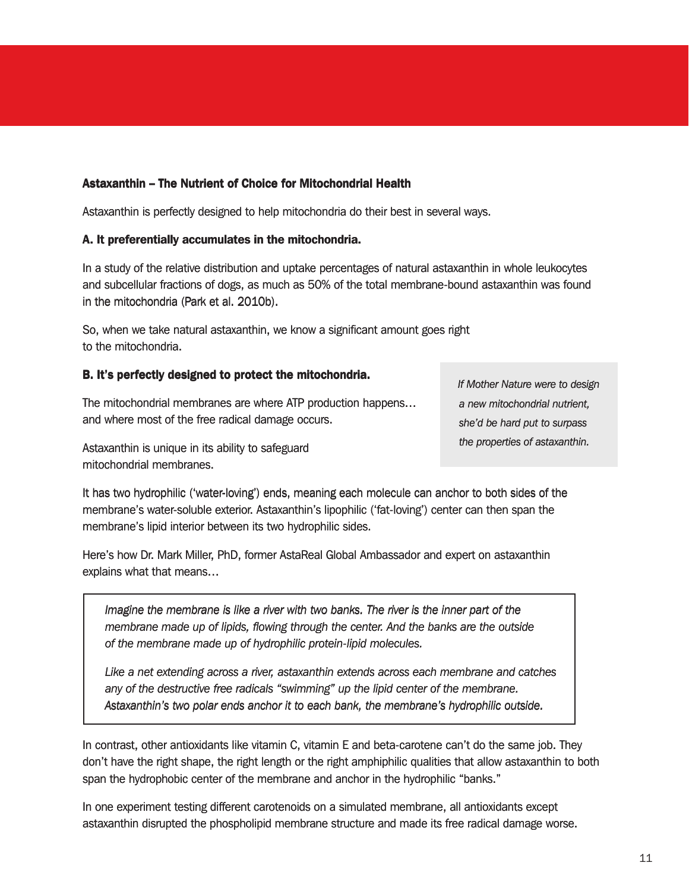**Astaxanthin – The Nutrient of Choice for Mitochondrial Health**

Astaxanthin is perfectly designed to help mitochondria do their best in several ways.

**A. It preferentially accumulates in the mitochondria.**

In a study of the relative distribution and uptake percentages of natural astaxanthin in whole leukocytes and subcellular fractions of dogs, as much as 50% of the total membrane-bound astaxanthin was found in the mitochondria (Park et al. 2010b).

So, when we take natural astaxanthin, we know a significant amount goes right to the mitochondria.

**B. It's perfectly designed to protect the mitochondria.**

The mitochondrial membranes are where ATP production happens… and where most of the free radical damage occurs.

Astaxanthin is unique in its ability to safeguard mitochondrial membranes.

> *If Mother Nature were to design a new mitochondrial nutrient, she'd be hard put to surpass the properties of astaxanthin.*

It has two hydrophilic ('water-loving') ends, meaning each molecule can anchor to both sides of the membrane's water-soluble exterior. Astaxanthin's lipophilic ('fat-loving') center can then span the membrane's lipid interior between its two hydrophilic sides.

Here's how Dr. Mark Miller, PhD, former AstaReal Global Ambassador and expert on astaxanthin explains what that means…

> *Imagine the membrane is like a river with two banks. The river is the inner part of the membrane made up of lipids, flowing through the center. And the banks are the outside of the membrane made up of hydrophilic protein-lipid molecules.*
>
> *Like a net extending across a river, astaxanthin extends across each membrane and catches any of the destructive free radicals "swimming" up the lipid center of the membrane. Astaxanthin's two polar ends anchor it to each bank, the membrane's hydrophilic outside.*

In contrast, other antioxidants like vitamin C, vitamin E and beta-carotene can't do the same job. They don't have the right shape, the right length or the right amphiphilic qualities that allow astaxanthin to both span the hydrophobic center of the membrane and anchor in the hydrophilic "banks."

In one experiment testing different carotenoids on a simulated membrane, all antioxidants except astaxanthin disrupted the phospholipid membrane structure and made its free radical damage worse.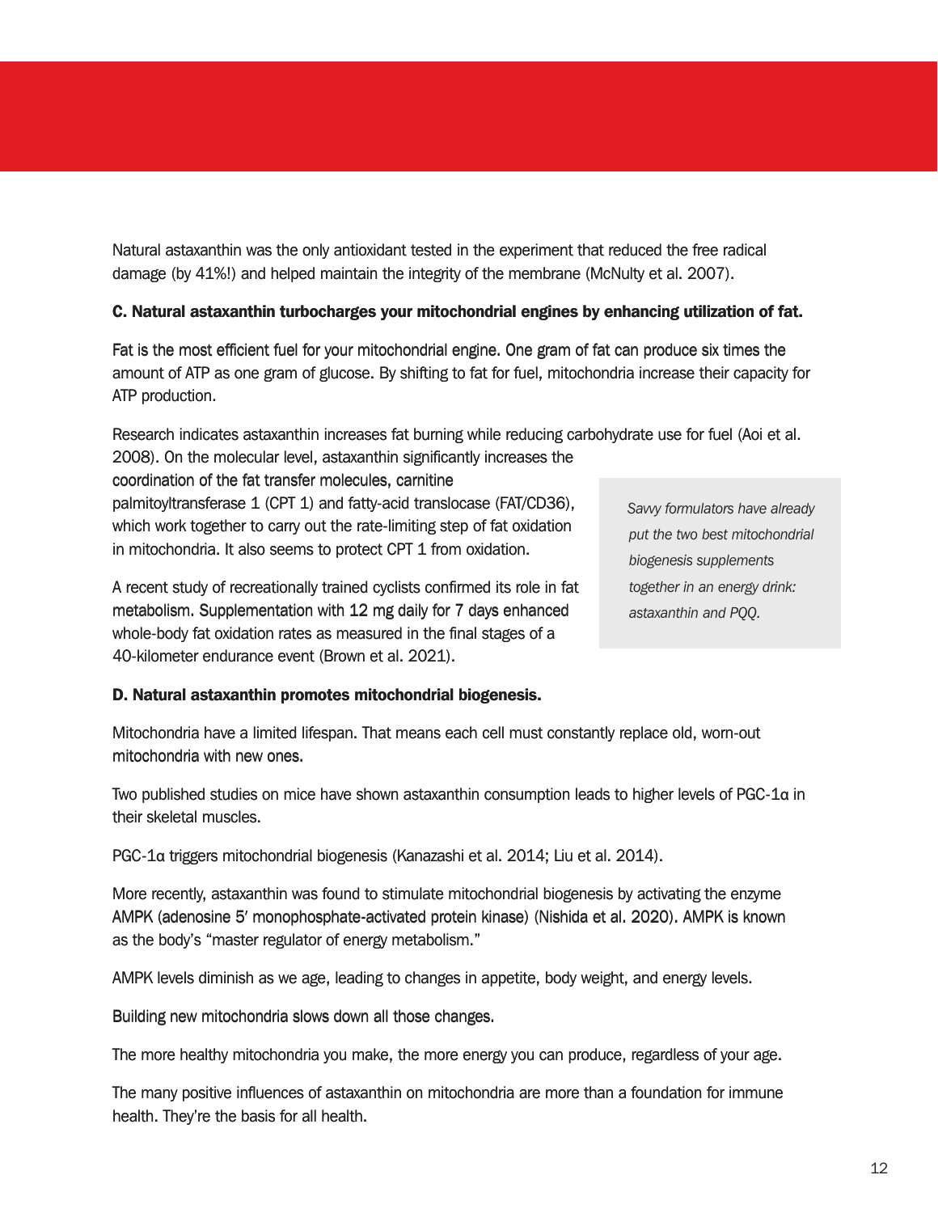Natural astaxanthin was the only antioxidant tested in the experiment that reduced the free radical damage (by 41%!) and helped maintain the integrity of the membrane (McNulty et al. 2007).

**C. Natural astaxanthin turbocharges your mitochondrial engines by enhancing utilization of fat.**

Fat is the most efficient fuel for your mitochondrial engine. One gram of fat can produce six times the amount of ATP as one gram of glucose. By shifting to fat for fuel, mitochondria increase their capacity for ATP production.

Research indicates astaxanthin increases fat burning while reducing carbohydrate use for fuel (Aoi et al. 2008). On the molecular level, astaxanthin significantly increases the coordination of the fat transfer molecules, carnitine palmitoyltransferase 1 (CPT 1) and fatty-acid translocase (FAT/CD36), which work together to carry out the rate-limiting step of fat oxidation in mitochondria. It also seems to protect CPT 1 from oxidation.

A recent study of recreationally trained cyclists confirmed its role in fat metabolism. Supplementation with 12 mg daily for 7 days enhanced whole-body fat oxidation rates as measured in the final stages of a 40-kilometer endurance event (Brown et al. 2021).

> *Savvy formulators have already put the two best mitochondrial biogenesis supplements together in an energy drink: astaxanthin and PQQ.*

**D. Natural astaxanthin promotes mitochondrial biogenesis.**

Mitochondria have a limited lifespan. That means each cell must constantly replace old, worn-out mitochondria with new ones.

Two published studies on mice have shown astaxanthin consumption leads to higher levels of PGC-1α in their skeletal muscles.

PGC-1α triggers mitochondrial biogenesis (Kanazashi et al. 2014; Liu et al. 2014).

More recently, astaxanthin was found to stimulate mitochondrial biogenesis by activating the enzyme AMPK (adenosine 5′ monophosphate-activated protein kinase) (Nishida et al. 2020). AMPK is known as the body's "master regulator of energy metabolism."

AMPK levels diminish as we age, leading to changes in appetite, body weight, and energy levels.

Building new mitochondria slows down all those changes.

The more healthy mitochondria you make, the more energy you can produce, regardless of your age.

The many positive influences of astaxanthin on mitochondria are more than a foundation for immune health. They're the basis for all health.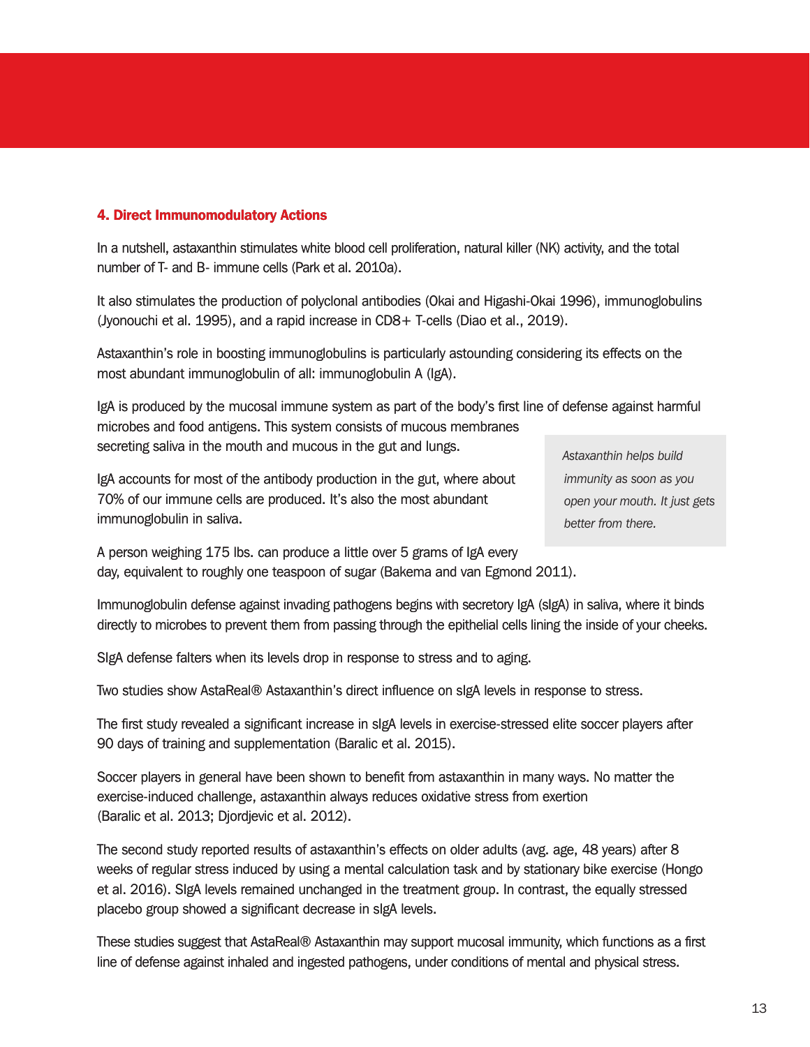### 4. Direct Immunomodulatory Actions

In a nutshell, astaxanthin stimulates white blood cell proliferation, natural killer (NK) activity, and the total number of T- and B- immune cells (Park et al. 2010a).

It also stimulates the production of polyclonal antibodies (Okai and Higashi-Okai 1996), immunoglobulins (Jyonouchi et al. 1995), and a rapid increase in CD8+ T-cells (Diao et al., 2019).

Astaxanthin's role in boosting immunoglobulins is particularly astounding considering its effects on the most abundant immunoglobulin of all: immunoglobulin A (IgA).

IgA is produced by the mucosal immune system as part of the body's first line of defense against harmful microbes and food antigens. This system consists of mucous membranes secreting saliva in the mouth and mucous in the gut and lungs.

IgA accounts for most of the antibody production in the gut, where about 70% of our immune cells are produced. It's also the most abundant immunoglobulin in saliva.

> *Astaxanthin helps build immunity as soon as you open your mouth. It just gets better from there.*

A person weighing 175 lbs. can produce a little over 5 grams of IgA every day, equivalent to roughly one teaspoon of sugar (Bakema and van Egmond 2011).

Immunoglobulin defense against invading pathogens begins with secretory IgA (sIgA) in saliva, where it binds directly to microbes to prevent them from passing through the epithelial cells lining the inside of your cheeks.

SIgA defense falters when its levels drop in response to stress and to aging.

Two studies show AstaReal® Astaxanthin's direct influence on sIgA levels in response to stress.

The first study revealed a significant increase in sIgA levels in exercise-stressed elite soccer players after 90 days of training and supplementation (Baralic et al. 2015).

Soccer players in general have been shown to benefit from astaxanthin in many ways. No matter the exercise-induced challenge, astaxanthin always reduces oxidative stress from exertion (Baralic et al. 2013; Djordjevic et al. 2012).

The second study reported results of astaxanthin's effects on older adults (avg. age, 48 years) after 8 weeks of regular stress induced by using a mental calculation task and by stationary bike exercise (Hongo et al. 2016). SIgA levels remained unchanged in the treatment group. In contrast, the equally stressed placebo group showed a significant decrease in sIgA levels.

These studies suggest that AstaReal® Astaxanthin may support mucosal immunity, which functions as a first line of defense against inhaled and ingested pathogens, under conditions of mental and physical stress.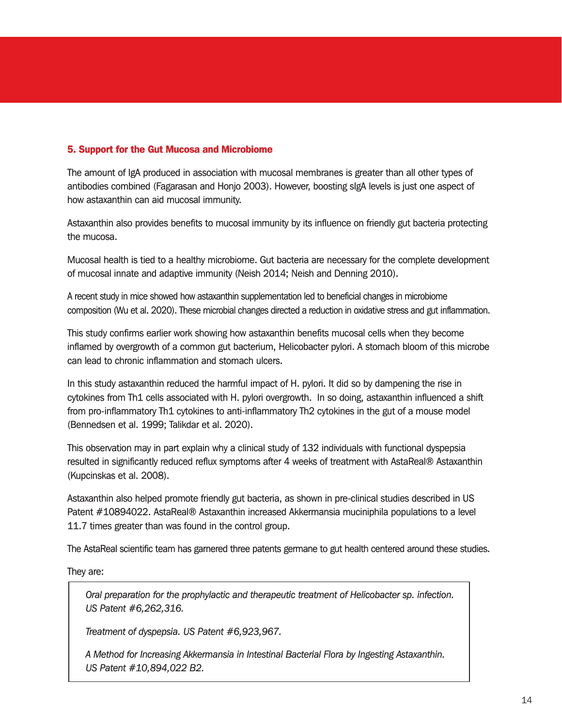### 5. Support for the Gut Mucosa and Microbiome

The amount of IgA produced in association with mucosal membranes is greater than all other types of antibodies combined (Fagarasan and Honjo 2003). However, boosting sIgA levels is just one aspect of how astaxanthin can aid mucosal immunity.

Astaxanthin also provides benefits to mucosal immunity by its influence on friendly gut bacteria protecting the mucosa.

Mucosal health is tied to a healthy microbiome. Gut bacteria are necessary for the complete development of mucosal innate and adaptive immunity (Neish 2014; Neish and Denning 2010).

A recent study in mice showed how astaxanthin supplementation led to beneficial changes in microbiome composition (Wu et al. 2020). These microbial changes directed a reduction in oxidative stress and gut inflammation.

This study confirms earlier work showing how astaxanthin benefits mucosal cells when they become inflamed by overgrowth of a common gut bacterium, Helicobacter pylori. A stomach bloom of this microbe can lead to chronic inflammation and stomach ulcers.

In this study astaxanthin reduced the harmful impact of H. pylori. It did so by dampening the rise in cytokines from Th1 cells associated with H. pylori overgrowth. In so doing, astaxanthin influenced a shift from pro-inflammatory Th1 cytokines to anti-inflammatory Th2 cytokines in the gut of a mouse model (Bennedsen et al. 1999; Talikdar et al. 2020).

This observation may in part explain why a clinical study of 132 individuals with functional dyspepsia resulted in significantly reduced reflux symptoms after 4 weeks of treatment with AstaReal® Astaxanthin (Kupcinskas et al. 2008).

Astaxanthin also helped promote friendly gut bacteria, as shown in pre-clinical studies described in US Patent #10894022. AstaReal® Astaxanthin increased Akkermansia muciniphila populations to a level 11.7 times greater than was found in the control group.

The AstaReal scientific team has garnered three patents germane to gut health centered around these studies.

They are:

*Oral preparation for the prophylactic and therapeutic treatment of Helicobacter sp. infection. US Patent #6,262,316.*

*Treatment of dyspepsia. US Patent #6,923,967.*

*A Method for Increasing Akkermansia in Intestinal Bacterial Flora by Ingesting Astaxanthin. US Patent #10,894,022 B2.*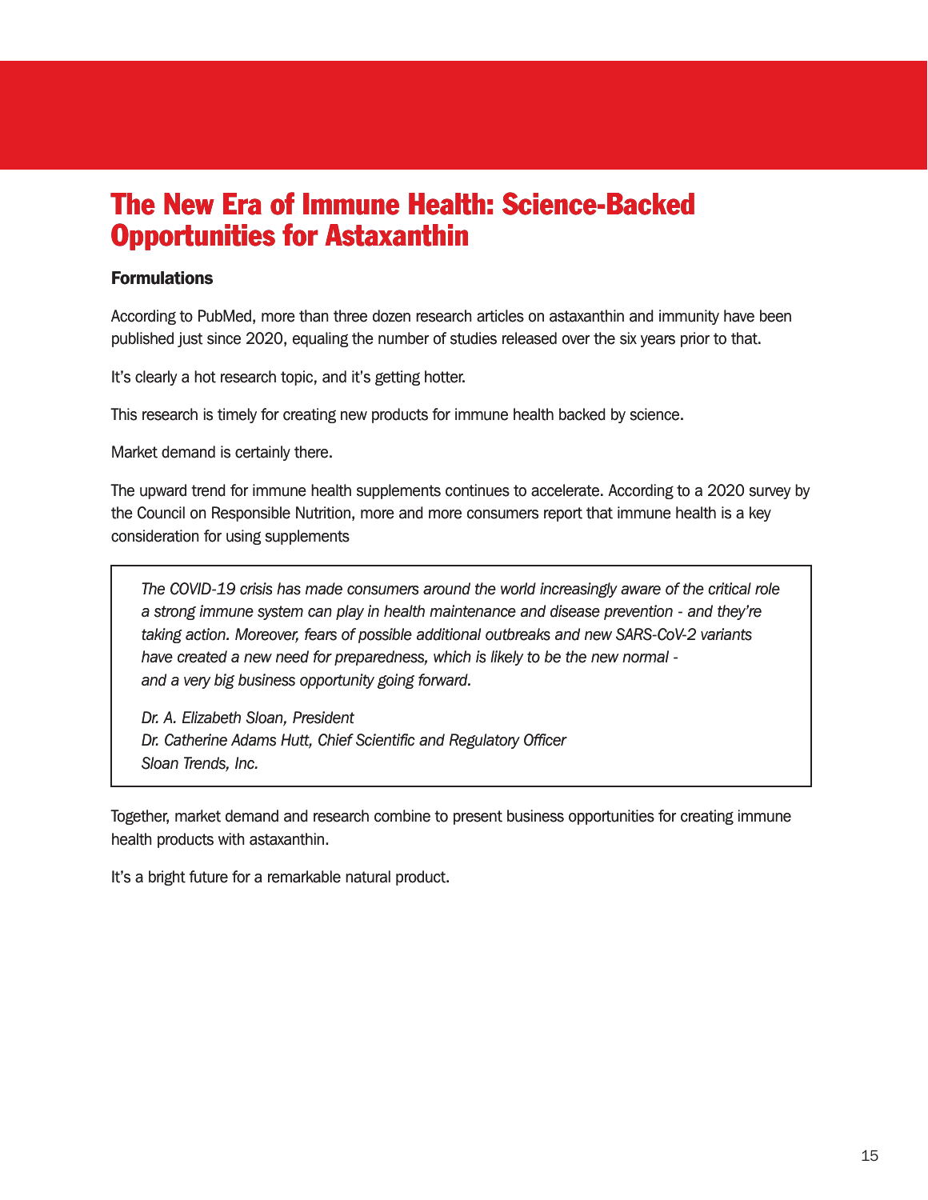# The New Era of Immune Health: Science-Backed Opportunities for Astaxanthin

### Formulations

According to PubMed, more than three dozen research articles on astaxanthin and immunity have been published just since 2020, equaling the number of studies released over the six years prior to that.

It's clearly a hot research topic, and it's getting hotter.

This research is timely for creating new products for immune health backed by science.

Market demand is certainly there.

The upward trend for immune health supplements continues to accelerate. According to a 2020 survey by the Council on Responsible Nutrition, more and more consumers report that immune health is a key consideration for using supplements

> *The COVID-19 crisis has made consumers around the world increasingly aware of the critical role a strong immune system can play in health maintenance and disease prevention - and they're taking action. Moreover, fears of possible additional outbreaks and new SARS-CoV-2 variants have created a new need for preparedness, which is likely to be the new normal - and a very big business opportunity going forward.*
>
> *Dr. A. Elizabeth Sloan, President*
> *Dr. Catherine Adams Hutt, Chief Scientific and Regulatory Officer*
> *Sloan Trends, Inc.*

Together, market demand and research combine to present business opportunities for creating immune health products with astaxanthin.

It's a bright future for a remarkable natural product.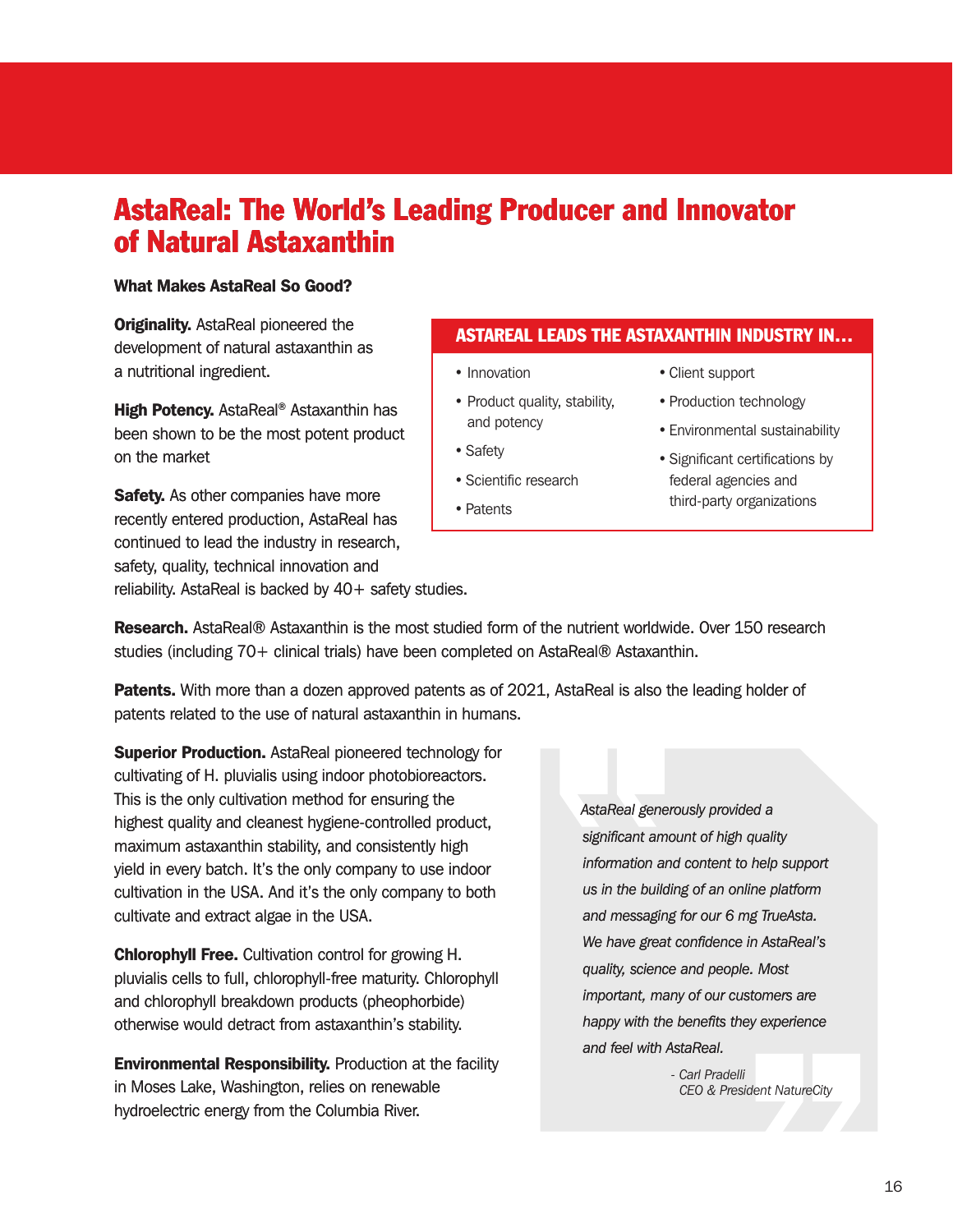# AstaReal: The World's Leading Producer and Innovator of Natural Astaxanthin

**What Makes AstaReal So Good?**

**Originality.** AstaReal pioneered the development of natural astaxanthin as a nutritional ingredient.

**High Potency.** AstaReal® Astaxanthin has been shown to be the most potent product on the market

**Safety.** As other companies have more recently entered production, AstaReal has continued to lead the industry in research, safety, quality, technical innovation and reliability. AstaReal is backed by 40+ safety studies.

**ASTAREAL LEADS THE ASTAXANTHIN INDUSTRY IN…**

- Innovation
- Product quality, stability, and potency
- Safety
- Scientific research
- Patents
- Client support
- Production technology
- Environmental sustainability
- Significant certifications by federal agencies and third-party organizations

**Research.** AstaReal® Astaxanthin is the most studied form of the nutrient worldwide. Over 150 research studies (including 70+ clinical trials) have been completed on AstaReal® Astaxanthin.

**Patents.** With more than a dozen approved patents as of 2021, AstaReal is also the leading holder of patents related to the use of natural astaxanthin in humans.

**Superior Production.** AstaReal pioneered technology for cultivating of H. pluvialis using indoor photobioreactors. This is the only cultivation method for ensuring the highest quality and cleanest hygiene-controlled product, maximum astaxanthin stability, and consistently high yield in every batch. It's the only company to use indoor cultivation in the USA. And it's the only company to both cultivate and extract algae in the USA.

**Chlorophyll Free.** Cultivation control for growing H. pluvialis cells to full, chlorophyll-free maturity. Chlorophyll and chlorophyll breakdown products (pheophorbide) otherwise would detract from astaxanthin's stability.

**Environmental Responsibility.** Production at the facility in Moses Lake, Washington, relies on renewable hydroelectric energy from the Columbia River.

*AstaReal generously provided a significant amount of high quality information and content to help support us in the building of an online platform and messaging for our 6 mg TrueAsta. We have great confidence in AstaReal's quality, science and people. Most important, many of our customers are happy with the benefits they experience and feel with AstaReal.*

*- Carl Pradelli*
*CEO & President NatureCity*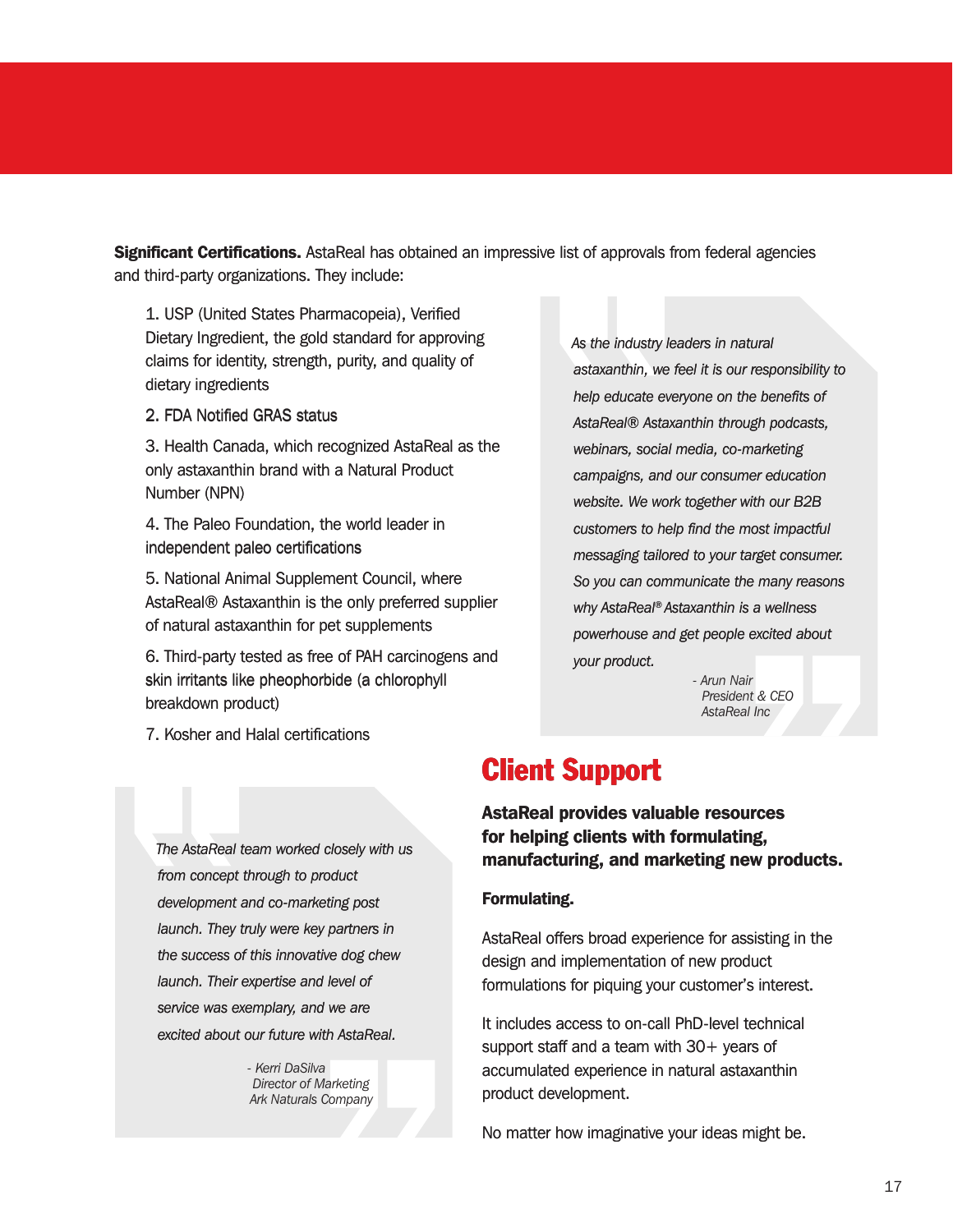**Significant Certifications.** AstaReal has obtained an impressive list of approvals from federal agencies and third-party organizations. They include:

1. USP (United States Pharmacopeia), Verified Dietary Ingredient, the gold standard for approving claims for identity, strength, purity, and quality of dietary ingredients
2. FDA Notified GRAS status
3. Health Canada, which recognized AstaReal as the only astaxanthin brand with a Natural Product Number (NPN)
4. The Paleo Foundation, the world leader in independent paleo certifications
5. National Animal Supplement Council, where AstaReal® Astaxanthin is the only preferred supplier of natural astaxanthin for pet supplements
6. Third-party tested as free of PAH carcinogens and skin irritants like pheophorbide (a chlorophyll breakdown product)
7. Kosher and Halal certifications

> *As the industry leaders in natural astaxanthin, we feel it is our responsibility to help educate everyone on the benefits of AstaReal® Astaxanthin through podcasts, webinars, social media, co-marketing campaigns, and our consumer education website. We work together with our B2B customers to help find the most impactful messaging tailored to your target consumer. So you can communicate the many reasons why AstaReal® Astaxanthin is a wellness powerhouse and get people excited about your product.*
>
> *- Arun Nair*
> *President & CEO*
> *AstaReal Inc*

> *The AstaReal team worked closely with us from concept through to product development and co-marketing post launch. They truly were key partners in the success of this innovative dog chew launch. Their expertise and level of service was exemplary, and we are excited about our future with AstaReal.*
>
> *- Kerri DaSilva*
> *Director of Marketing*
> *Ark Naturals Company*

## Client Support

**AstaReal provides valuable resources for helping clients with formulating, manufacturing, and marketing new products.**

**Formulating.**

AstaReal offers broad experience for assisting in the design and implementation of new product formulations for piquing your customer's interest.

It includes access to on-call PhD-level technical support staff and a team with 30+ years of accumulated experience in natural astaxanthin product development.

No matter how imaginative your ideas might be.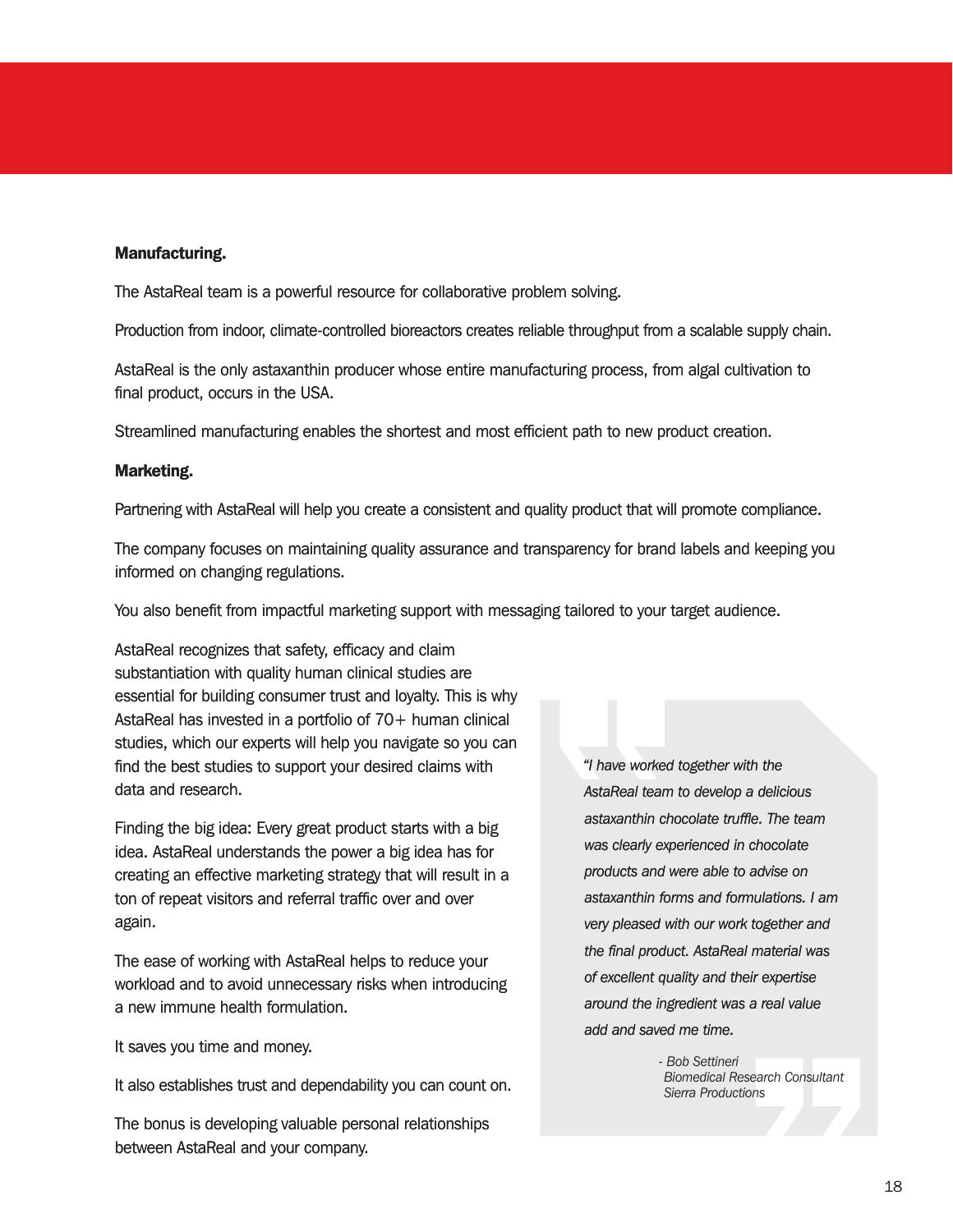**Manufacturing.**

The AstaReal team is a powerful resource for collaborative problem solving.

Production from indoor, climate-controlled bioreactors creates reliable throughput from a scalable supply chain.

AstaReal is the only astaxanthin producer whose entire manufacturing process, from algal cultivation to final product, occurs in the USA.

Streamlined manufacturing enables the shortest and most efficient path to new product creation.

**Marketing.**

Partnering with AstaReal will help you create a consistent and quality product that will promote compliance.

The company focuses on maintaining quality assurance and transparency for brand labels and keeping you informed on changing regulations.

You also benefit from impactful marketing support with messaging tailored to your target audience.

AstaReal recognizes that safety, efficacy and claim substantiation with quality human clinical studies are essential for building consumer trust and loyalty. This is why AstaReal has invested in a portfolio of 70+ human clinical studies, which our experts will help you navigate so you can find the best studies to support your desired claims with data and research.

Finding the big idea: Every great product starts with a big idea. AstaReal understands the power a big idea has for creating an effective marketing strategy that will result in a ton of repeat visitors and referral traffic over and over again.

The ease of working with AstaReal helps to reduce your workload and to avoid unnecessary risks when introducing a new immune health formulation.

It saves you time and money.

It also establishes trust and dependability you can count on.

The bonus is developing valuable personal relationships between AstaReal and your company.

> *"I have worked together with the AstaReal team to develop a delicious astaxanthin chocolate truffle. The team was clearly experienced in chocolate products and were able to advise on astaxanthin forms and formulations. I am very pleased with our work together and the final product. AstaReal material was of excellent quality and their expertise around the ingredient was a real value add and saved me time.*
>
> *- Bob Settineri*
> *Biomedical Research Consultant*
> *Sierra Productions*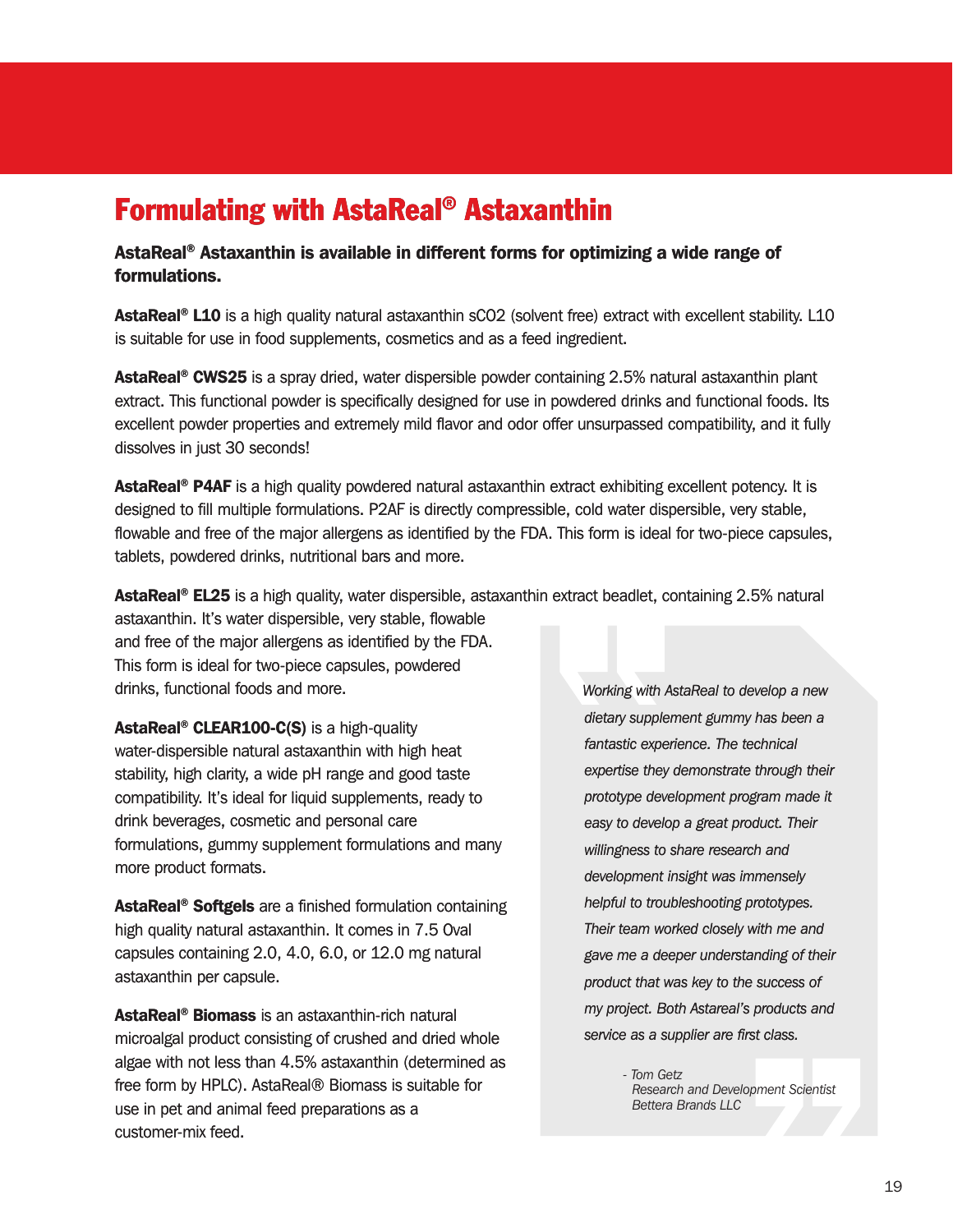# Formulating with AstaReal® Astaxanthin

**AstaReal® Astaxanthin is available in different forms for optimizing a wide range of formulations.**

**AstaReal® L10** is a high quality natural astaxanthin sCO2 (solvent free) extract with excellent stability. L10 is suitable for use in food supplements, cosmetics and as a feed ingredient.

**AstaReal® CWS25** is a spray dried, water dispersible powder containing 2.5% natural astaxanthin plant extract. This functional powder is specifically designed for use in powdered drinks and functional foods. Its excellent powder properties and extremely mild flavor and odor offer unsurpassed compatibility, and it fully dissolves in just 30 seconds!

**AstaReal® P4AF** is a high quality powdered natural astaxanthin extract exhibiting excellent potency. It is designed to fill multiple formulations. P2AF is directly compressible, cold water dispersible, very stable, flowable and free of the major allergens as identified by the FDA. This form is ideal for two-piece capsules, tablets, powdered drinks, nutritional bars and more.

**AstaReal® EL25** is a high quality, water dispersible, astaxanthin extract beadlet, containing 2.5% natural astaxanthin. It's water dispersible, very stable, flowable and free of the major allergens as identified by the FDA. This form is ideal for two-piece capsules, powdered drinks, functional foods and more.

**AstaReal® CLEAR100-C(S)** is a high-quality water-dispersible natural astaxanthin with high heat stability, high clarity, a wide pH range and good taste compatibility. It's ideal for liquid supplements, ready to drink beverages, cosmetic and personal care formulations, gummy supplement formulations and many more product formats.

**AstaReal® Softgels** are a finished formulation containing high quality natural astaxanthin. It comes in 7.5 Oval capsules containing 2.0, 4.0, 6.0, or 12.0 mg natural astaxanthin per capsule.

**AstaReal® Biomass** is an astaxanthin-rich natural microalgal product consisting of crushed and dried whole algae with not less than 4.5% astaxanthin (determined as free form by HPLC). AstaReal® Biomass is suitable for use in pet and animal feed preparations as a customer-mix feed.

> *Working with AstaReal to develop a new dietary supplement gummy has been a fantastic experience. The technical expertise they demonstrate through their prototype development program made it easy to develop a great product. Their willingness to share research and development insight was immensely helpful to troubleshooting prototypes. Their team worked closely with me and gave me a deeper understanding of their product that was key to the success of my project. Both Astareal's products and service as a supplier are first class.*
>
> *- Tom Getz*
> *Research and Development Scientist*
> *Bettera Brands LLC*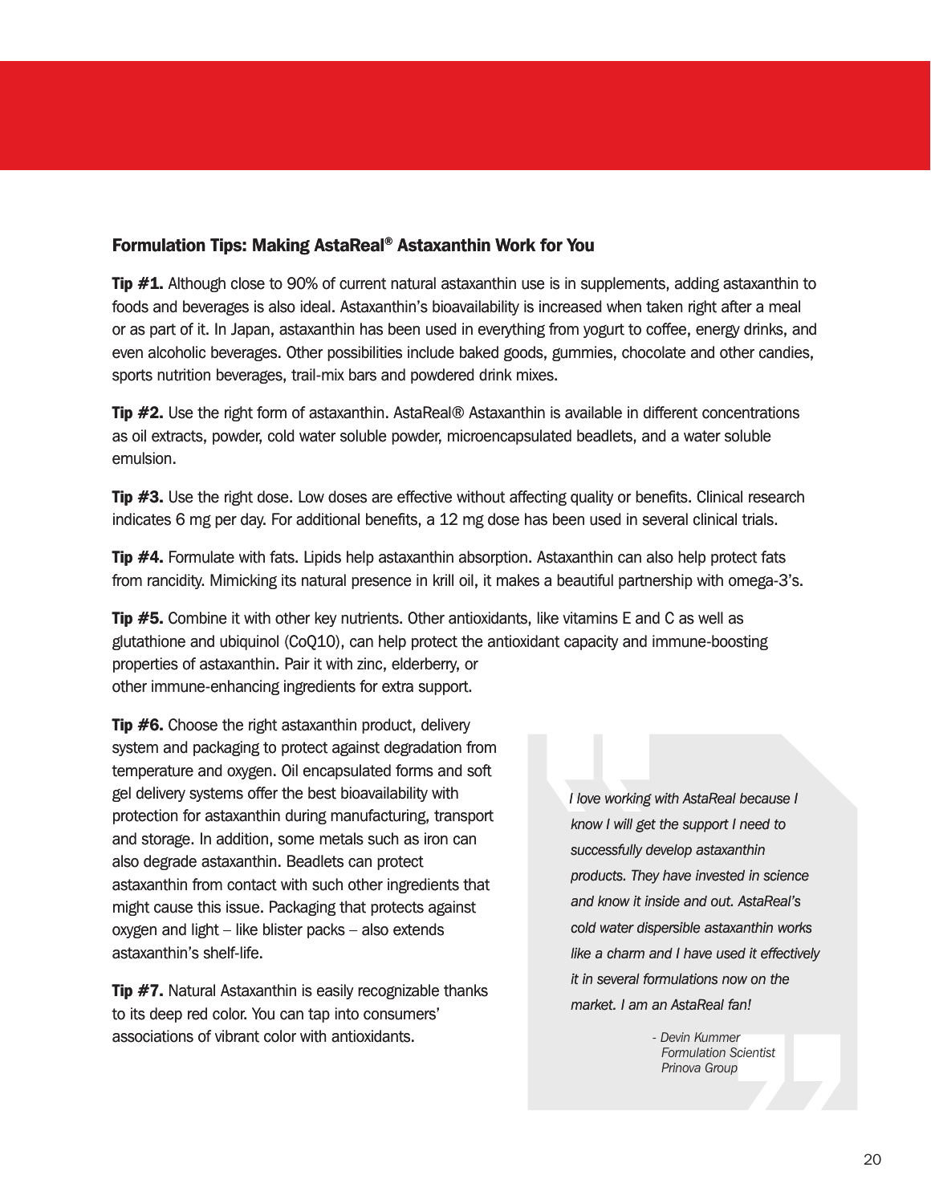### Formulation Tips: Making AstaReal® Astaxanthin Work for You

**Tip #1.** Although close to 90% of current natural astaxanthin use is in supplements, adding astaxanthin to foods and beverages is also ideal. Astaxanthin's bioavailability is increased when taken right after a meal or as part of it. In Japan, astaxanthin has been used in everything from yogurt to coffee, energy drinks, and even alcoholic beverages. Other possibilities include baked goods, gummies, chocolate and other candies, sports nutrition beverages, trail-mix bars and powdered drink mixes.

**Tip #2.** Use the right form of astaxanthin. AstaReal® Astaxanthin is available in different concentrations as oil extracts, powder, cold water soluble powder, microencapsulated beadlets, and a water soluble emulsion.

**Tip #3.** Use the right dose. Low doses are effective without affecting quality or benefits. Clinical research indicates 6 mg per day. For additional benefits, a 12 mg dose has been used in several clinical trials.

**Tip #4.** Formulate with fats. Lipids help astaxanthin absorption. Astaxanthin can also help protect fats from rancidity. Mimicking its natural presence in krill oil, it makes a beautiful partnership with omega-3's.

**Tip #5.** Combine it with other key nutrients. Other antioxidants, like vitamins E and C as well as glutathione and ubiquinol (CoQ10), can help protect the antioxidant capacity and immune-boosting properties of astaxanthin. Pair it with zinc, elderberry, or other immune-enhancing ingredients for extra support.

**Tip #6.** Choose the right astaxanthin product, delivery system and packaging to protect against degradation from temperature and oxygen. Oil encapsulated forms and soft gel delivery systems offer the best bioavailability with protection for astaxanthin during manufacturing, transport and storage. In addition, some metals such as iron can also degrade astaxanthin. Beadlets can protect astaxanthin from contact with such other ingredients that might cause this issue. Packaging that protects against oxygen and light – like blister packs – also extends astaxanthin's shelf-life.

**Tip #7.** Natural Astaxanthin is easily recognizable thanks to its deep red color. You can tap into consumers' associations of vibrant color with antioxidants.

> *I love working with AstaReal because I know I will get the support I need to successfully develop astaxanthin products. They have invested in science and know it inside and out. AstaReal's cold water dispersible astaxanthin works like a charm and I have used it effectively it in several formulations now on the market. I am an AstaReal fan!*
>
> *- Devin Kummer*
> *Formulation Scientist*
> *Prinova Group*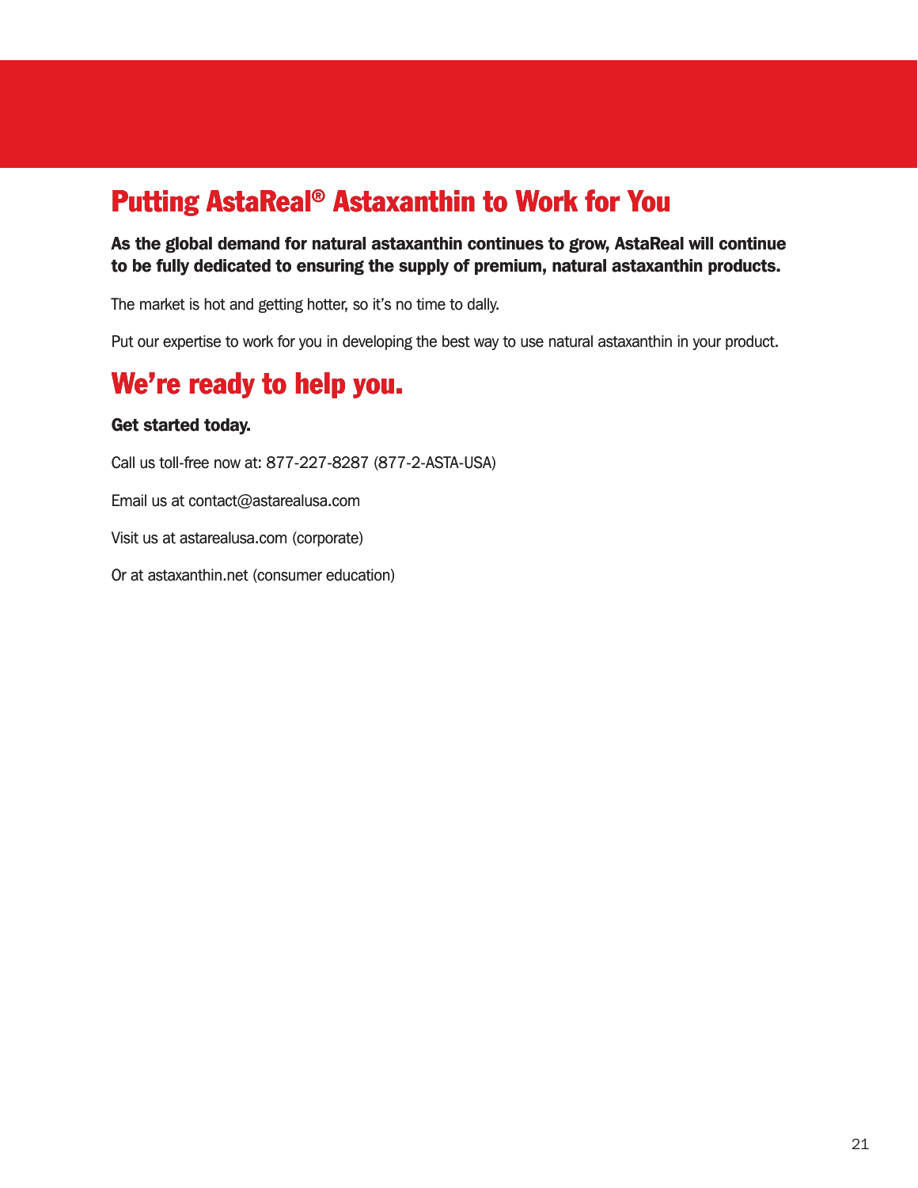# Putting AstaReal® Astaxanthin to Work for You

**As the global demand for natural astaxanthin continues to grow, AstaReal will continue to be fully dedicated to ensuring the supply of premium, natural astaxanthin products.**

The market is hot and getting hotter, so it's no time to dally.

Put our expertise to work for you in developing the best way to use natural astaxanthin in your product.

# We're ready to help you.

**Get started today.**

Call us toll-free now at: 877-227-8287 (877-2-ASTA-USA)

Email us at contact@astarealusa.com

Visit us at astarealusa.com (corporate)

Or at astaxanthin.net (consumer education)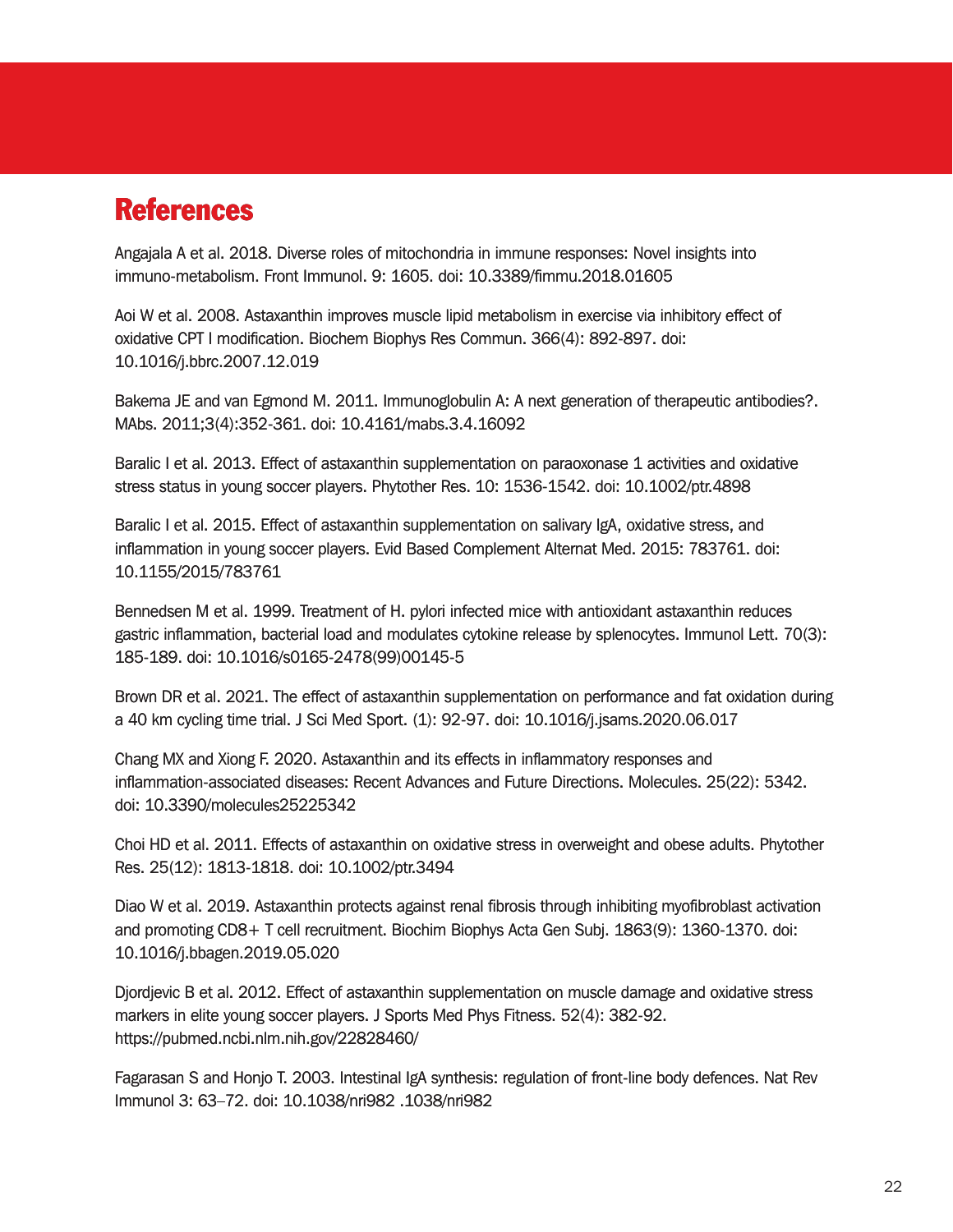# References

Angajala A et al. 2018. Diverse roles of mitochondria in immune responses: Novel insights into immuno-metabolism. Front Immunol. 9: 1605. doi: 10.3389/fimmu.2018.01605

Aoi W et al. 2008. Astaxanthin improves muscle lipid metabolism in exercise via inhibitory effect of oxidative CPT I modification. Biochem Biophys Res Commun. 366(4): 892-897. doi: 10.1016/j.bbrc.2007.12.019

Bakema JE and van Egmond M. 2011. Immunoglobulin A: A next generation of therapeutic antibodies?. MAbs. 2011;3(4):352-361. doi: 10.4161/mabs.3.4.16092

Baralic I et al. 2013. Effect of astaxanthin supplementation on paraoxonase 1 activities and oxidative stress status in young soccer players. Phytother Res. 10: 1536-1542. doi: 10.1002/ptr.4898

Baralic I et al. 2015. Effect of astaxanthin supplementation on salivary IgA, oxidative stress, and inflammation in young soccer players. Evid Based Complement Alternat Med. 2015: 783761. doi: 10.1155/2015/783761

Bennedsen M et al. 1999. Treatment of H. pylori infected mice with antioxidant astaxanthin reduces gastric inflammation, bacterial load and modulates cytokine release by splenocytes. Immunol Lett. 70(3): 185-189. doi: 10.1016/s0165-2478(99)00145-5

Brown DR et al. 2021. The effect of astaxanthin supplementation on performance and fat oxidation during a 40 km cycling time trial. J Sci Med Sport. (1): 92-97. doi: 10.1016/j.jsams.2020.06.017

Chang MX and Xiong F. 2020. Astaxanthin and its effects in inflammatory responses and inflammation-associated diseases: Recent Advances and Future Directions. Molecules. 25(22): 5342. doi: 10.3390/molecules25225342

Choi HD et al. 2011. Effects of astaxanthin on oxidative stress in overweight and obese adults. Phytother Res. 25(12): 1813-1818. doi: 10.1002/ptr.3494

Diao W et al. 2019. Astaxanthin protects against renal fibrosis through inhibiting myofibroblast activation and promoting CD8+ T cell recruitment. Biochim Biophys Acta Gen Subj. 1863(9): 1360-1370. doi: 10.1016/j.bbagen.2019.05.020

Djordjevic B et al. 2012. Effect of astaxanthin supplementation on muscle damage and oxidative stress markers in elite young soccer players. J Sports Med Phys Fitness. 52(4): 382-92. https://pubmed.ncbi.nlm.nih.gov/22828460/

Fagarasan S and Honjo T. 2003. Intestinal IgA synthesis: regulation of front-line body defences. Nat Rev Immunol 3: 63–72. doi: 10.1038/nri982 .1038/nri982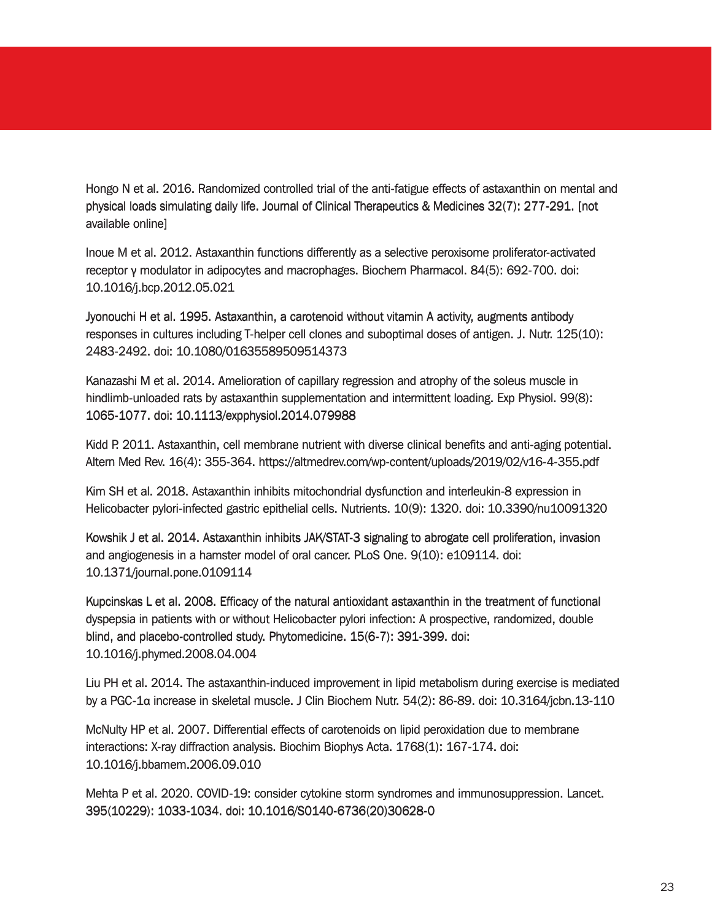Hongo N et al. 2016. Randomized controlled trial of the anti-fatigue effects of astaxanthin on mental and physical loads simulating daily life. Journal of Clinical Therapeutics & Medicines 32(7): 277-291. [not available online]

Inoue M et al. 2012. Astaxanthin functions differently as a selective peroxisome proliferator-activated receptor γ modulator in adipocytes and macrophages. Biochem Pharmacol. 84(5): 692-700. doi: 10.1016/j.bcp.2012.05.021

Jyonouchi H et al. 1995. Astaxanthin, a carotenoid without vitamin A activity, augments antibody responses in cultures including T-helper cell clones and suboptimal doses of antigen. J. Nutr. 125(10): 2483-2492. doi: 10.1080/01635589509514373

Kanazashi M et al. 2014. Amelioration of capillary regression and atrophy of the soleus muscle in hindlimb-unloaded rats by astaxanthin supplementation and intermittent loading. Exp Physiol. 99(8): 1065-1077. doi: 10.1113/expphysiol.2014.079988

Kidd P. 2011. Astaxanthin, cell membrane nutrient with diverse clinical benefits and anti-aging potential. Altern Med Rev. 16(4): 355-364. https://altmedrev.com/wp-content/uploads/2019/02/v16-4-355.pdf

Kim SH et al. 2018. Astaxanthin inhibits mitochondrial dysfunction and interleukin-8 expression in Helicobacter pylori-infected gastric epithelial cells. Nutrients. 10(9): 1320. doi: 10.3390/nu10091320

Kowshik J et al. 2014. Astaxanthin inhibits JAK/STAT-3 signaling to abrogate cell proliferation, invasion and angiogenesis in a hamster model of oral cancer. PLoS One. 9(10): e109114. doi: 10.1371/journal.pone.0109114

Kupcinskas L et al. 2008. Efficacy of the natural antioxidant astaxanthin in the treatment of functional dyspepsia in patients with or without Helicobacter pylori infection: A prospective, randomized, double blind, and placebo-controlled study. Phytomedicine. 15(6-7): 391-399. doi: 10.1016/j.phymed.2008.04.004

Liu PH et al. 2014. The astaxanthin-induced improvement in lipid metabolism during exercise is mediated by a PGC-1α increase in skeletal muscle. J Clin Biochem Nutr. 54(2): 86-89. doi: 10.3164/jcbn.13-110

McNulty HP et al. 2007. Differential effects of carotenoids on lipid peroxidation due to membrane interactions: X-ray diffraction analysis. Biochim Biophys Acta. 1768(1): 167-174. doi: 10.1016/j.bbamem.2006.09.010

Mehta P et al. 2020. COVID-19: consider cytokine storm syndromes and immunosuppression. Lancet. 395(10229): 1033-1034. doi: 10.1016/S0140-6736(20)30628-0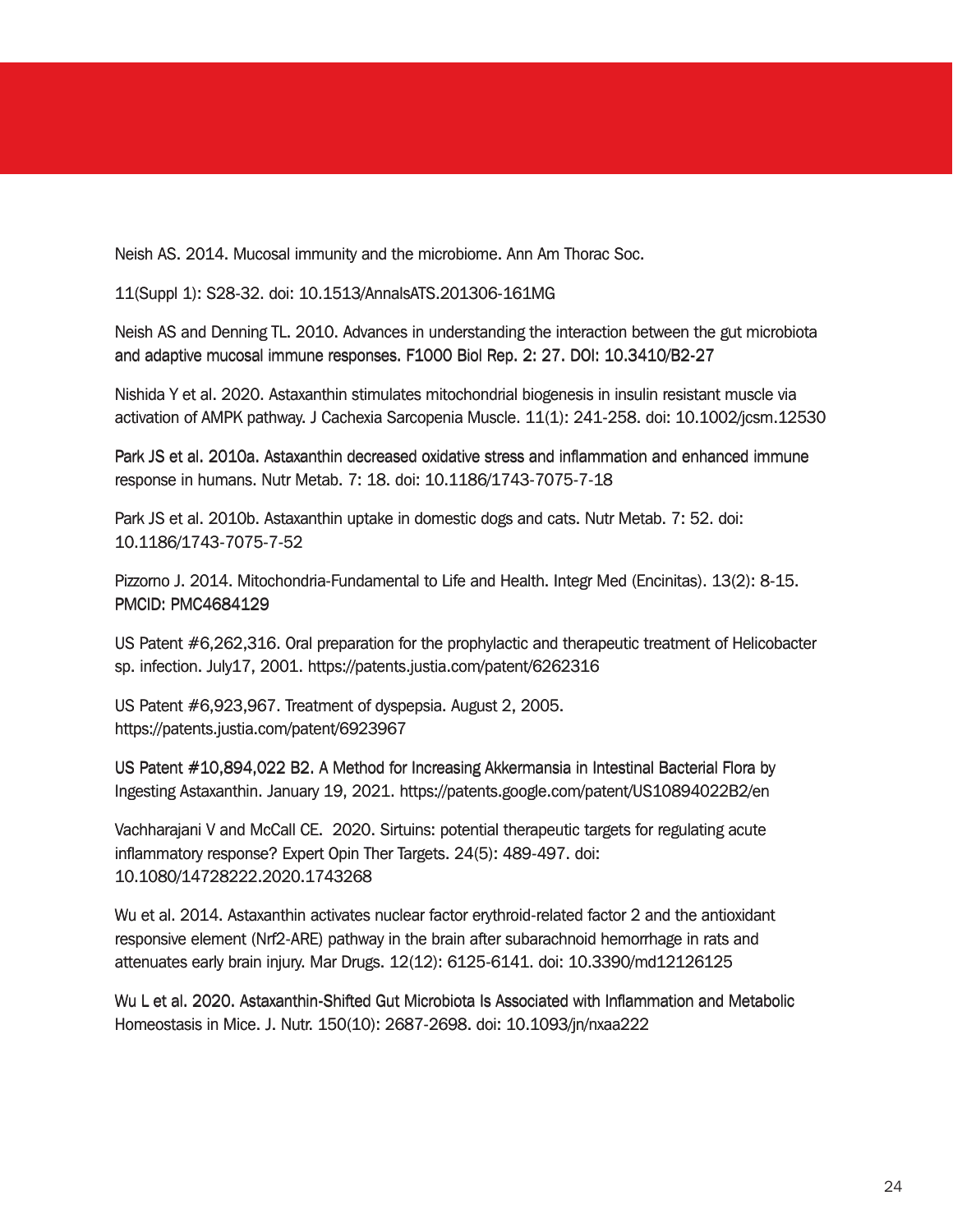Neish AS. 2014. Mucosal immunity and the microbiome. Ann Am Thorac Soc.

11(Suppl 1): S28-32. doi: 10.1513/AnnalsATS.201306-161MG

Neish AS and Denning TL. 2010. Advances in understanding the interaction between the gut microbiota and adaptive mucosal immune responses. F1000 Biol Rep. 2: 27. DOI: 10.3410/B2-27

Nishida Y et al. 2020. Astaxanthin stimulates mitochondrial biogenesis in insulin resistant muscle via activation of AMPK pathway. J Cachexia Sarcopenia Muscle. 11(1): 241-258. doi: 10.1002/jcsm.12530

Park JS et al. 2010a. Astaxanthin decreased oxidative stress and inflammation and enhanced immune response in humans. Nutr Metab. 7: 18. doi: 10.1186/1743-7075-7-18

Park JS et al. 2010b. Astaxanthin uptake in domestic dogs and cats. Nutr Metab. 7: 52. doi: 10.1186/1743-7075-7-52

Pizzorno J. 2014. Mitochondria-Fundamental to Life and Health. Integr Med (Encinitas). 13(2): 8-15. PMCID: PMC4684129

US Patent #6,262,316. Oral preparation for the prophylactic and therapeutic treatment of Helicobacter sp. infection. July17, 2001. https://patents.justia.com/patent/6262316

US Patent #6,923,967. Treatment of dyspepsia. August 2, 2005. https://patents.justia.com/patent/6923967

US Patent #10,894,022 B2. A Method for Increasing Akkermansia in Intestinal Bacterial Flora by Ingesting Astaxanthin. January 19, 2021. https://patents.google.com/patent/US10894022B2/en

Vachharajani V and McCall CE. 2020. Sirtuins: potential therapeutic targets for regulating acute inflammatory response? Expert Opin Ther Targets. 24(5): 489-497. doi: 10.1080/14728222.2020.1743268

Wu et al. 2014. Astaxanthin activates nuclear factor erythroid-related factor 2 and the antioxidant responsive element (Nrf2-ARE) pathway in the brain after subarachnoid hemorrhage in rats and attenuates early brain injury. Mar Drugs. 12(12): 6125-6141. doi: 10.3390/md12126125

Wu L et al. 2020. Astaxanthin-Shifted Gut Microbiota Is Associated with Inflammation and Metabolic Homeostasis in Mice. J. Nutr. 150(10): 2687-2698. doi: 10.1093/jn/nxaa222